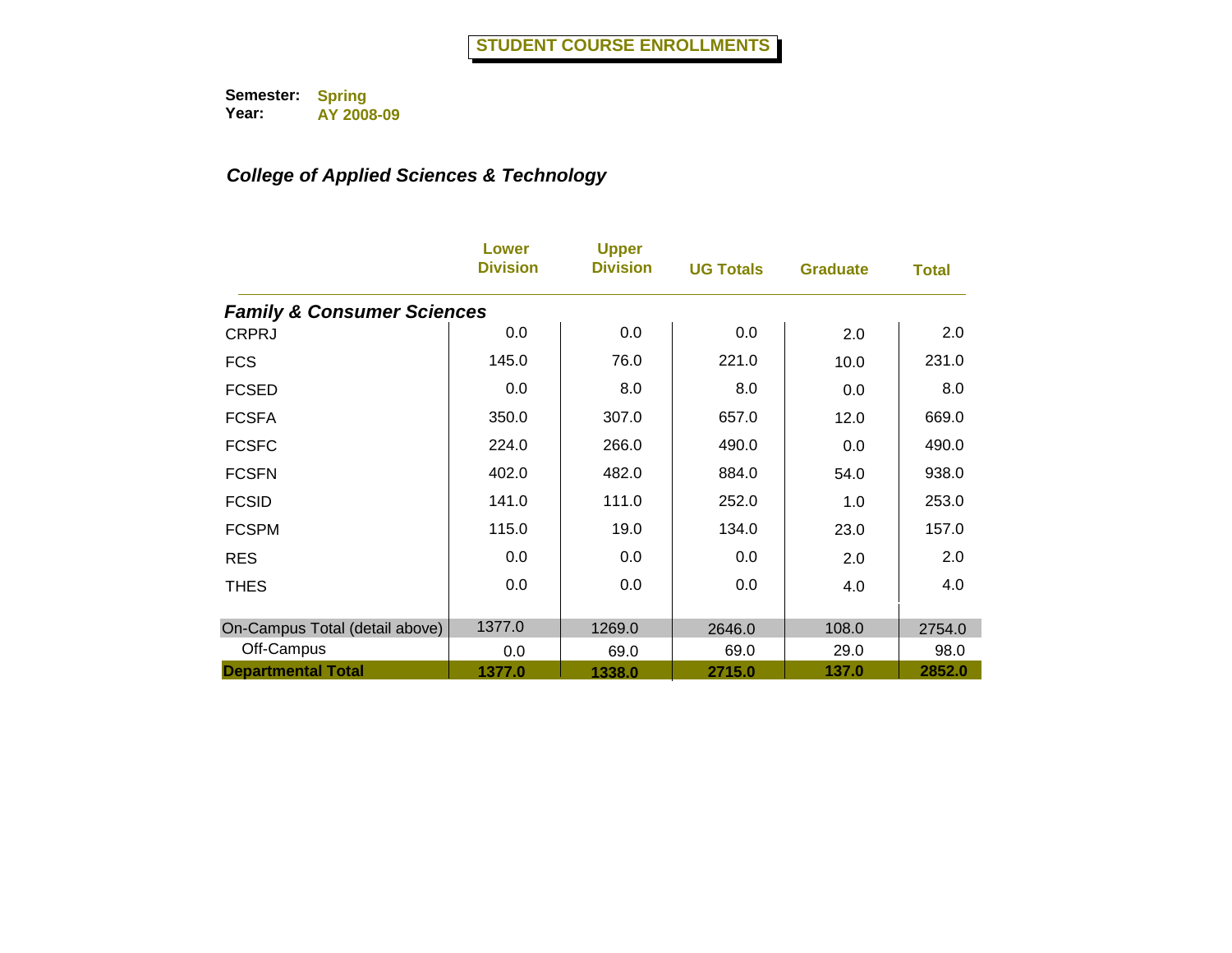# STUDENT COURSE ENROLLMENTS

**Semester:** Spring
**Year:** AY 2008-09

## *College of Applied Sciences & Technology*

| | Lower Division | Upper Division | UG Totals | Graduate | Total |
|---|---|---|---|---|---|
| ***Family & Consumer Sciences*** | | | | | |
| CRPRJ | 0.0 | 0.0 | 0.0 | 2.0 | 2.0 |
| FCS | 145.0 | 76.0 | 221.0 | 10.0 | 231.0 |
| FCSED | 0.0 | 8.0 | 8.0 | 0.0 | 8.0 |
| FCSFA | 350.0 | 307.0 | 657.0 | 12.0 | 669.0 |
| FCSFC | 224.0 | 266.0 | 490.0 | 0.0 | 490.0 |
| FCSFN | 402.0 | 482.0 | 884.0 | 54.0 | 938.0 |
| FCSID | 141.0 | 111.0 | 252.0 | 1.0 | 253.0 |
| FCSPM | 115.0 | 19.0 | 134.0 | 23.0 | 157.0 |
| RES | 0.0 | 0.0 | 0.0 | 2.0 | 2.0 |
| THES | 0.0 | 0.0 | 0.0 | 4.0 | 4.0 |
| On-Campus Total (detail above) | 1377.0 | 1269.0 | 2646.0 | 108.0 | 2754.0 |
| Off-Campus | 0.0 | 69.0 | 69.0 | 29.0 | 98.0 |
| **Departmental Total** | **1377.0** | **1338.0** | **2715.0** | **137.0** | **2852.0** |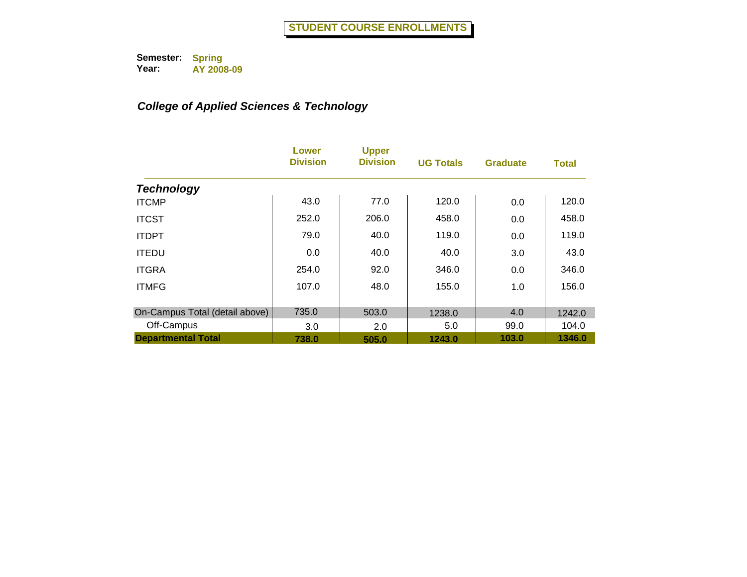# STUDENT COURSE ENROLLMENTS

**Semester:** Spring
**Year:** AY 2008-09

### *College of Applied Sciences & Technology*

| | Lower Division | Upper Division | UG Totals | Graduate | Total |
|---|---|---|---|---|---|
| ***Technology*** | | | | | |
| ITCMP | 43.0 | 77.0 | 120.0 | 0.0 | 120.0 |
| ITCST | 252.0 | 206.0 | 458.0 | 0.0 | 458.0 |
| ITDPT | 79.0 | 40.0 | 119.0 | 0.0 | 119.0 |
| ITEDU | 0.0 | 40.0 | 40.0 | 3.0 | 43.0 |
| ITGRA | 254.0 | 92.0 | 346.0 | 0.0 | 346.0 |
| ITMFG | 107.0 | 48.0 | 155.0 | 1.0 | 156.0 |
| On-Campus Total (detail above) | 735.0 | 503.0 | 1238.0 | 4.0 | 1242.0 |
| Off-Campus | 3.0 | 2.0 | 5.0 | 99.0 | 104.0 |
| **Departmental Total** | **738.0** | **505.0** | **1243.0** | **103.0** | **1346.0** |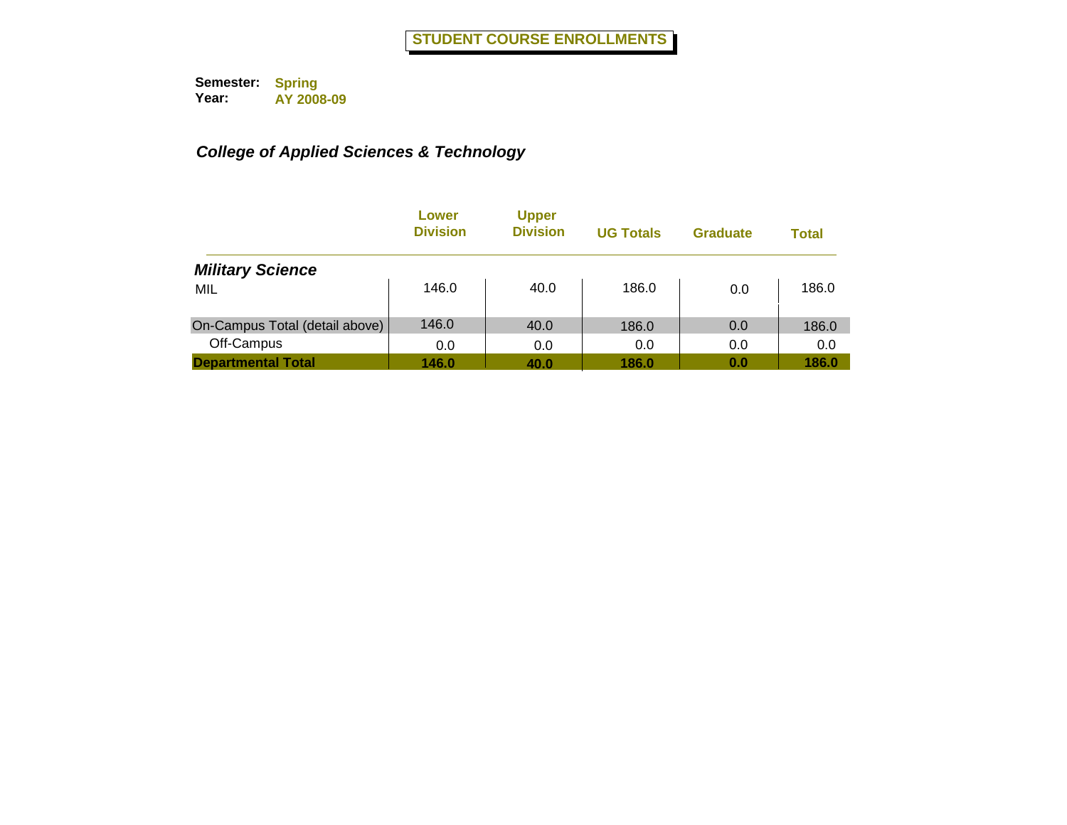# STUDENT COURSE ENROLLMENTS

**Semester:** Spring
**Year:** AY 2008-09

***College of Applied Sciences & Technology***

| | Lower Division | Upper Division | UG Totals | Graduate | Total |
|---|---|---|---|---|---|
| ***Military Science*** | | | | | |
| MIL | 146.0 | 40.0 | 186.0 | 0.0 | 186.0 |
| On-Campus Total (detail above) | 146.0 | 40.0 | 186.0 | 0.0 | 186.0 |
| Off-Campus | 0.0 | 0.0 | 0.0 | 0.0 | 0.0 |
| **Departmental Total** | **146.0** | **40.0** | **186.0** | **0.0** | **186.0** |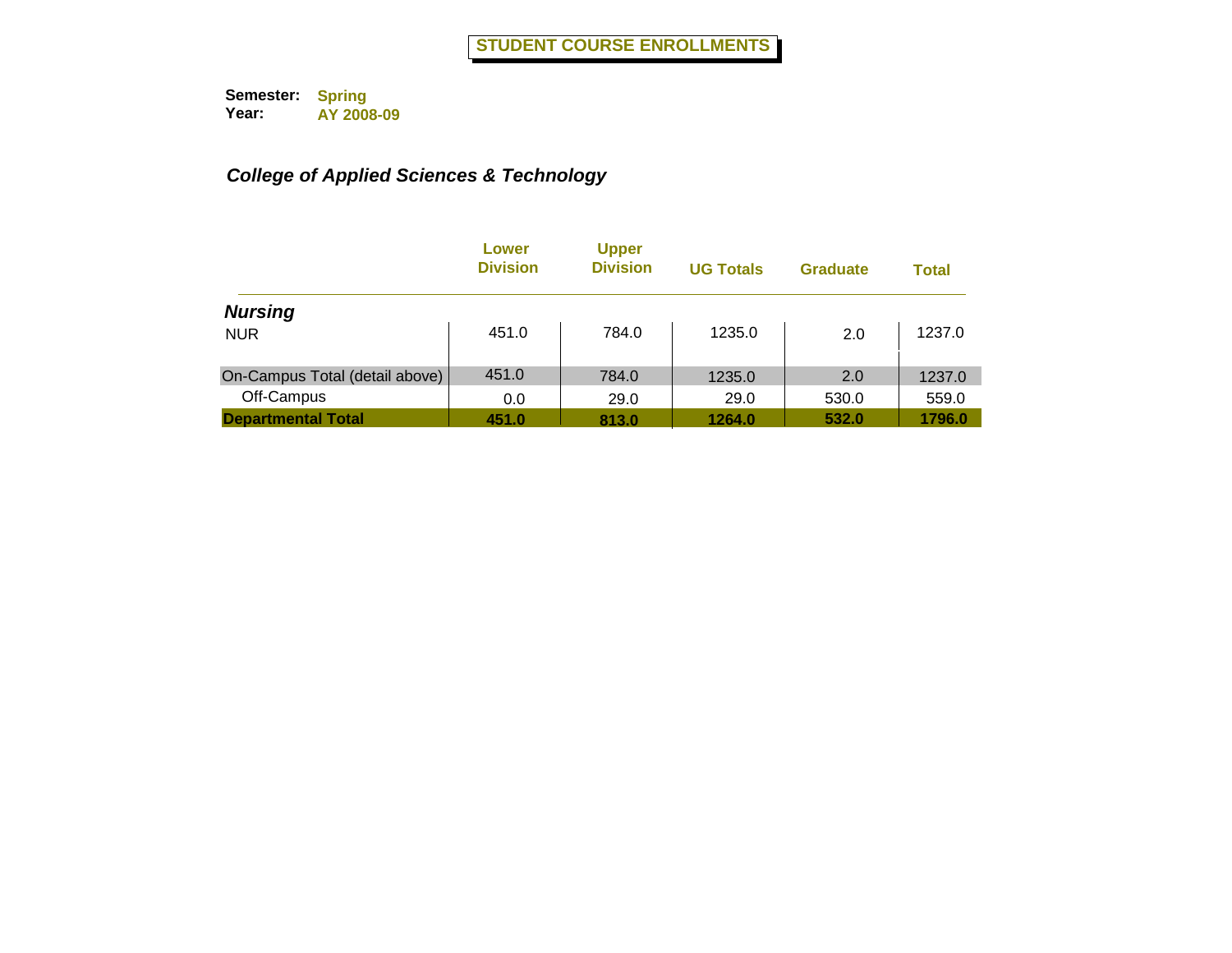# STUDENT COURSE ENROLLMENTS

**Semester:** **Spring**
**Year:** **AY 2008-09**

## *College of Applied Sciences & Technology*

| | Lower Division | Upper Division | UG Totals | Graduate | Total |
|---|---|---|---|---|---|
| ***Nursing*** | | | | | |
| NUR | 451.0 | 784.0 | 1235.0 | 2.0 | 1237.0 |
| On-Campus Total (detail above) | 451.0 | 784.0 | 1235.0 | 2.0 | 1237.0 |
| Off-Campus | 0.0 | 29.0 | 29.0 | 530.0 | 559.0 |
| **Departmental Total** | **451.0** | **813.0** | **1264.0** | **532.0** | **1796.0** |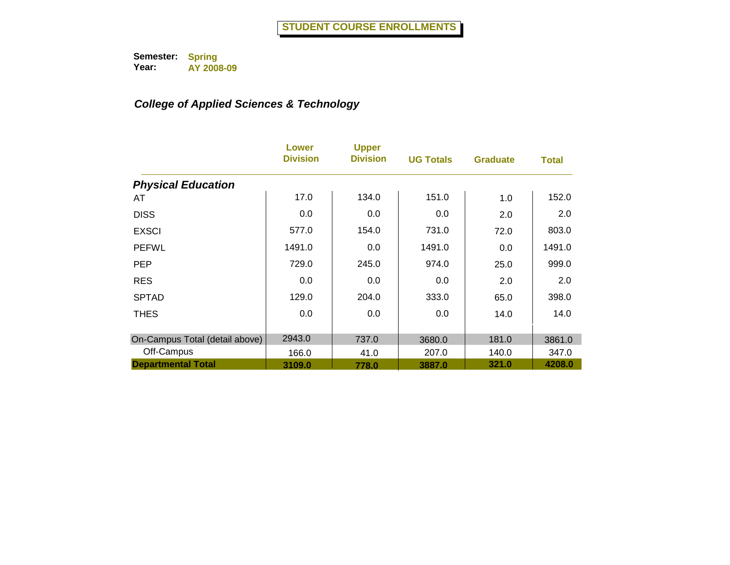# STUDENT COURSE ENROLLMENTS

**Semester:** Spring
**Year:** AY 2008-09

## *College of Applied Sciences & Technology*

| | Lower Division | Upper Division | UG Totals | Graduate | Total |
|---|---|---|---|---|---|
| ***Physical Education*** | | | | | |
| AT | 17.0 | 134.0 | 151.0 | 1.0 | 152.0 |
| DISS | 0.0 | 0.0 | 0.0 | 2.0 | 2.0 |
| EXSCI | 577.0 | 154.0 | 731.0 | 72.0 | 803.0 |
| PEFWL | 1491.0 | 0.0 | 1491.0 | 0.0 | 1491.0 |
| PEP | 729.0 | 245.0 | 974.0 | 25.0 | 999.0 |
| RES | 0.0 | 0.0 | 0.0 | 2.0 | 2.0 |
| SPTAD | 129.0 | 204.0 | 333.0 | 65.0 | 398.0 |
| THES | 0.0 | 0.0 | 0.0 | 14.0 | 14.0 |
| On-Campus Total (detail above) | 2943.0 | 737.0 | 3680.0 | 181.0 | 3861.0 |
| Off-Campus | 166.0 | 41.0 | 207.0 | 140.0 | 347.0 |
| **Departmental Total** | **3109.0** | **778.0** | **3887.0** | **321.0** | **4208.0** |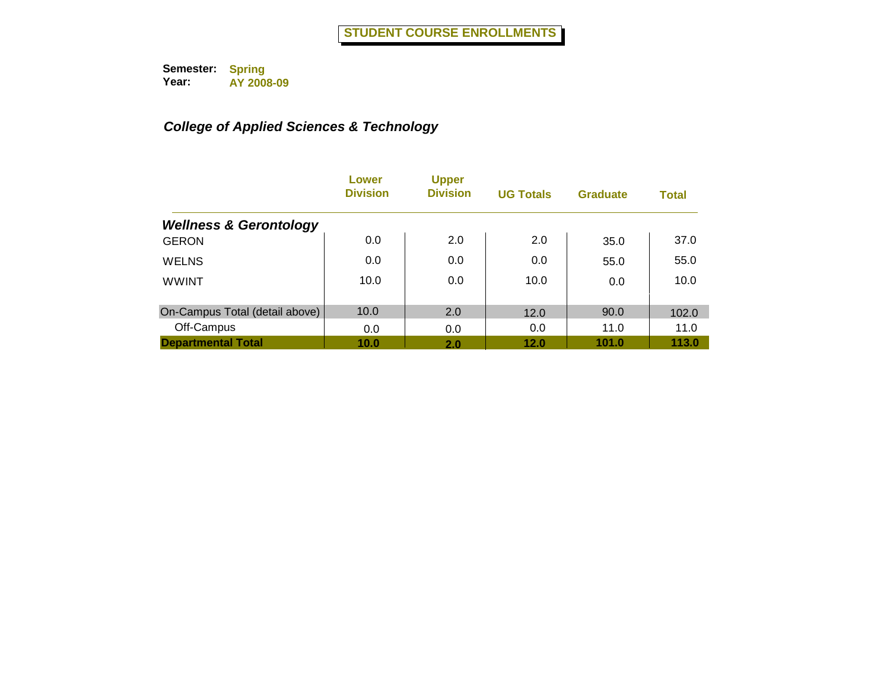# STUDENT COURSE ENROLLMENTS

**Semester:** Spring
**Year:** AY 2008-09

## *College of Applied Sciences & Technology*

| | Lower Division | Upper Division | UG Totals | Graduate | Total |
|---|---|---|---|---|---|
| ***Wellness & Gerontology*** | | | | | |
| GERON | 0.0 | 2.0 | 2.0 | 35.0 | 37.0 |
| WELNS | 0.0 | 0.0 | 0.0 | 55.0 | 55.0 |
| WWINT | 10.0 | 0.0 | 10.0 | 0.0 | 10.0 |
| On-Campus Total (detail above) | 10.0 | 2.0 | 12.0 | 90.0 | 102.0 |
| Off-Campus | 0.0 | 0.0 | 0.0 | 11.0 | 11.0 |
| **Departmental Total** | **10.0** | **2.0** | **12.0** | **101.0** | **113.0** |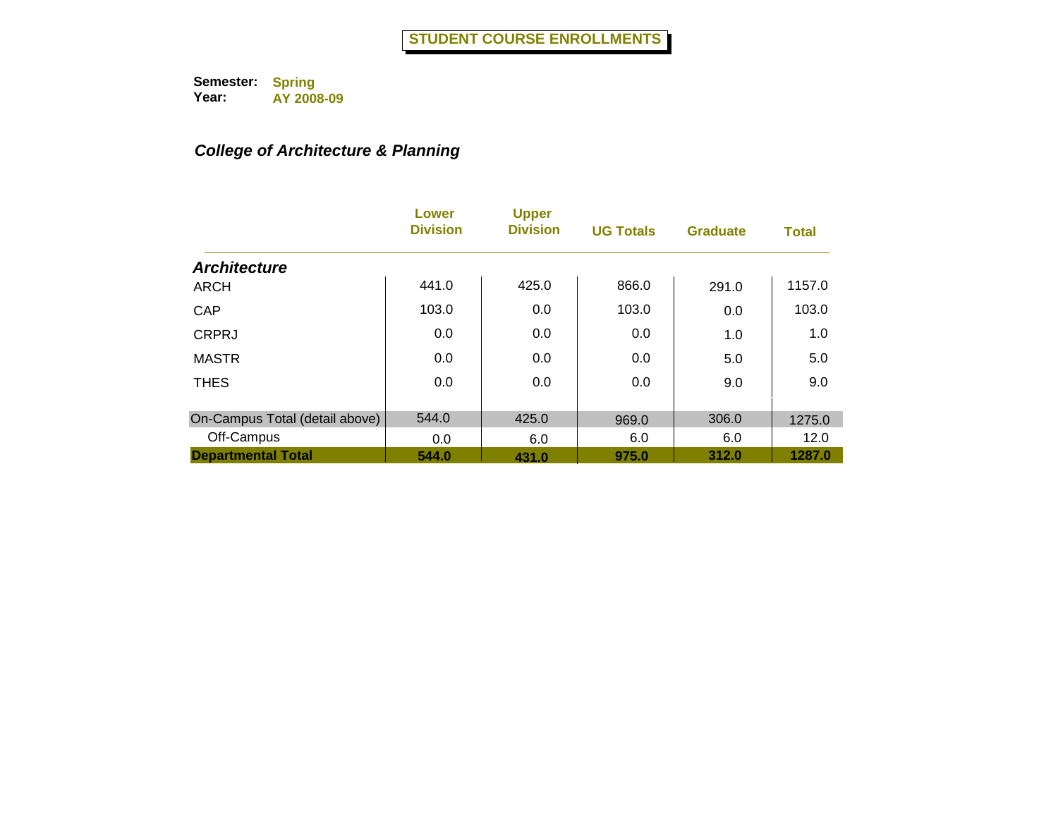# STUDENT COURSE ENROLLMENTS

**Semester:** Spring
**Year:** AY 2008-09

## *College of Architecture & Planning*

| | Lower Division | Upper Division | UG Totals | Graduate | Total |
|---|---|---|---|---|---|
| ***Architecture*** | | | | | |
| ARCH | 441.0 | 425.0 | 866.0 | 291.0 | 1157.0 |
| CAP | 103.0 | 0.0 | 103.0 | 0.0 | 103.0 |
| CRPRJ | 0.0 | 0.0 | 0.0 | 1.0 | 1.0 |
| MASTR | 0.0 | 0.0 | 0.0 | 5.0 | 5.0 |
| THES | 0.0 | 0.0 | 0.0 | 9.0 | 9.0 |
| On-Campus Total (detail above) | 544.0 | 425.0 | 969.0 | 306.0 | 1275.0 |
| Off-Campus | 0.0 | 6.0 | 6.0 | 6.0 | 12.0 |
| **Departmental Total** | **544.0** | **431.0** | **975.0** | **312.0** | **1287.0** |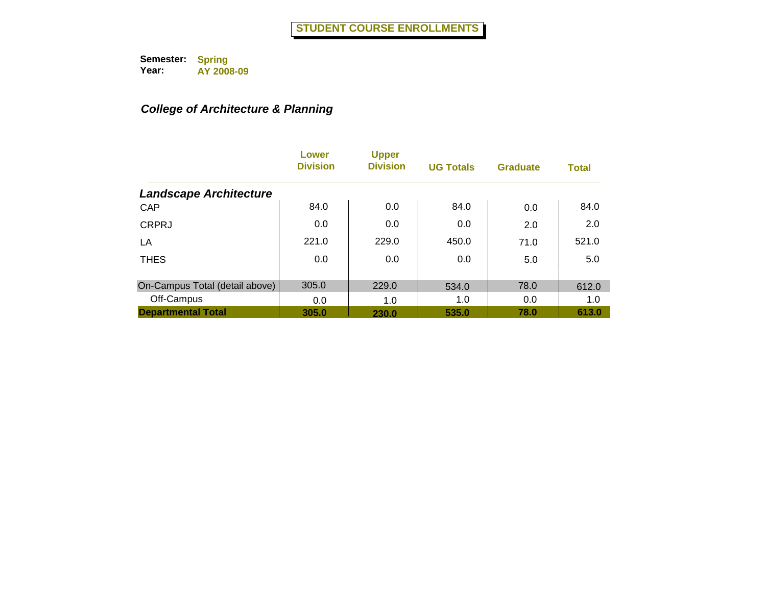# STUDENT COURSE ENROLLMENTS

**Semester:** Spring
**Year:** AY 2008-09

***College of Architecture & Planning***

| | Lower Division | Upper Division | UG Totals | Graduate | Total |
|---|---|---|---|---|---|
| ***Landscape Architecture*** | | | | | |
| CAP | 84.0 | 0.0 | 84.0 | 0.0 | 84.0 |
| CRPRJ | 0.0 | 0.0 | 0.0 | 2.0 | 2.0 |
| LA | 221.0 | 229.0 | 450.0 | 71.0 | 521.0 |
| THES | 0.0 | 0.0 | 0.0 | 5.0 | 5.0 |
| On-Campus Total (detail above) | 305.0 | 229.0 | 534.0 | 78.0 | 612.0 |
| Off-Campus | 0.0 | 1.0 | 1.0 | 0.0 | 1.0 |
| **Departmental Total** | **305.0** | **230.0** | **535.0** | **78.0** | **613.0** |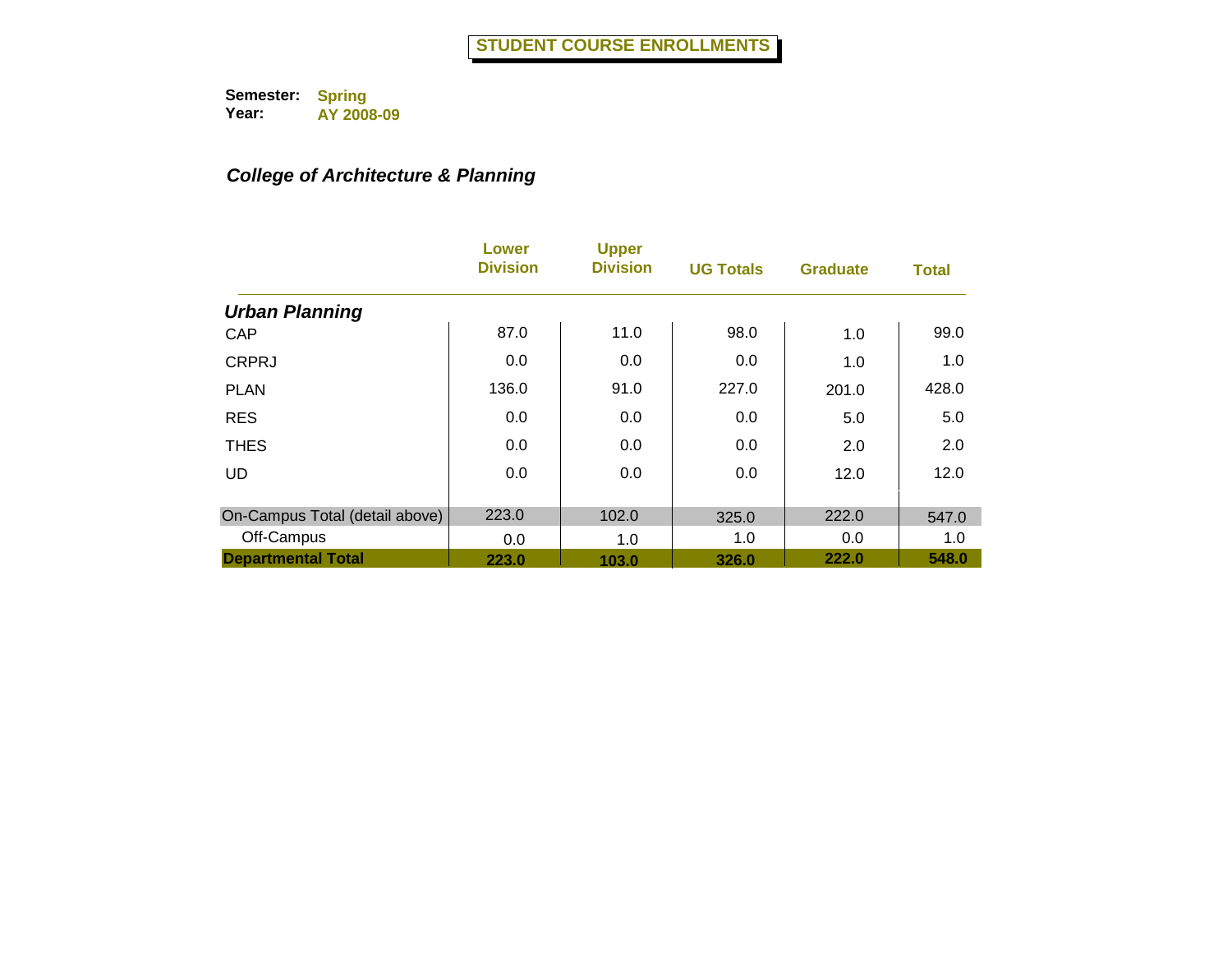# STUDENT COURSE ENROLLMENTS

**Semester:** Spring
**Year:** AY 2008-09

## *College of Architecture & Planning*

| | Lower Division | Upper Division | UG Totals | Graduate | Total |
|---|---|---|---|---|---|
| ***Urban Planning*** | | | | | |
| CAP | 87.0 | 11.0 | 98.0 | 1.0 | 99.0 |
| CRPRJ | 0.0 | 0.0 | 0.0 | 1.0 | 1.0 |
| PLAN | 136.0 | 91.0 | 227.0 | 201.0 | 428.0 |
| RES | 0.0 | 0.0 | 0.0 | 5.0 | 5.0 |
| THES | 0.0 | 0.0 | 0.0 | 2.0 | 2.0 |
| UD | 0.0 | 0.0 | 0.0 | 12.0 | 12.0 |
| On-Campus Total (detail above) | 223.0 | 102.0 | 325.0 | 222.0 | 547.0 |
| Off-Campus | 0.0 | 1.0 | 1.0 | 0.0 | 1.0 |
| **Departmental Total** | **223.0** | **103.0** | **326.0** | **222.0** | **548.0** |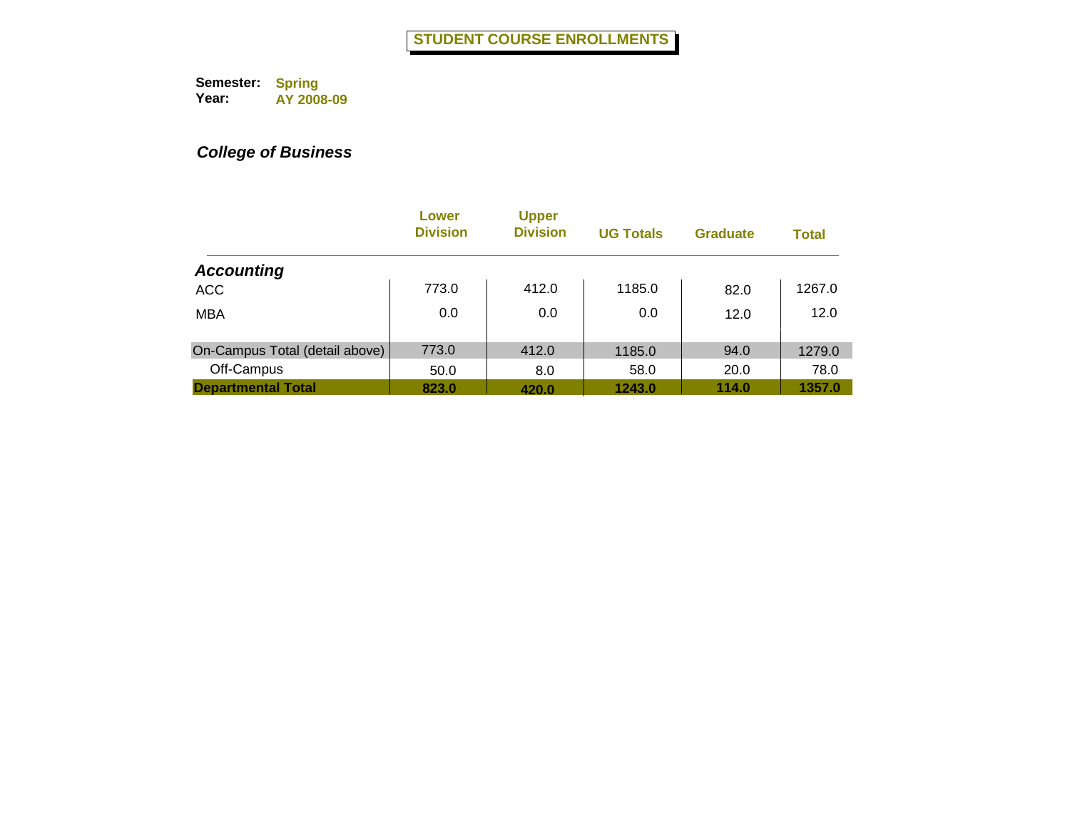# STUDENT COURSE ENROLLMENTS

**Semester:** Spring
**Year:** AY 2008-09

***College of Business***

| | Lower Division | Upper Division | UG Totals | Graduate | Total |
|---|---|---|---|---|---|
| ***Accounting*** | | | | | |
| ACC | 773.0 | 412.0 | 1185.0 | 82.0 | 1267.0 |
| MBA | 0.0 | 0.0 | 0.0 | 12.0 | 12.0 |
| On-Campus Total (detail above) | 773.0 | 412.0 | 1185.0 | 94.0 | 1279.0 |
| Off-Campus | 50.0 | 8.0 | 58.0 | 20.0 | 78.0 |
| **Departmental Total** | **823.0** | **420.0** | **1243.0** | **114.0** | **1357.0** |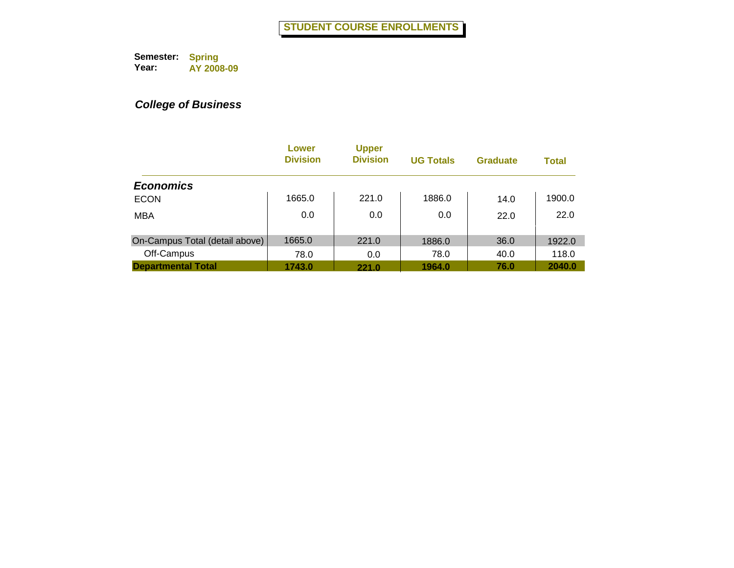# STUDENT COURSE ENROLLMENTS

**Semester:** Spring
**Year:** AY 2008-09

***College of Business***

| | Lower Division | Upper Division | UG Totals | Graduate | Total |
|---|---|---|---|---|---|
| ***Economics*** | | | | | |
| ECON | 1665.0 | 221.0 | 1886.0 | 14.0 | 1900.0 |
| MBA | 0.0 | 0.0 | 0.0 | 22.0 | 22.0 |
| On-Campus Total (detail above) | 1665.0 | 221.0 | 1886.0 | 36.0 | 1922.0 |
| Off-Campus | 78.0 | 0.0 | 78.0 | 40.0 | 118.0 |
| **Departmental Total** | **1743.0** | **221.0** | **1964.0** | **76.0** | **2040.0** |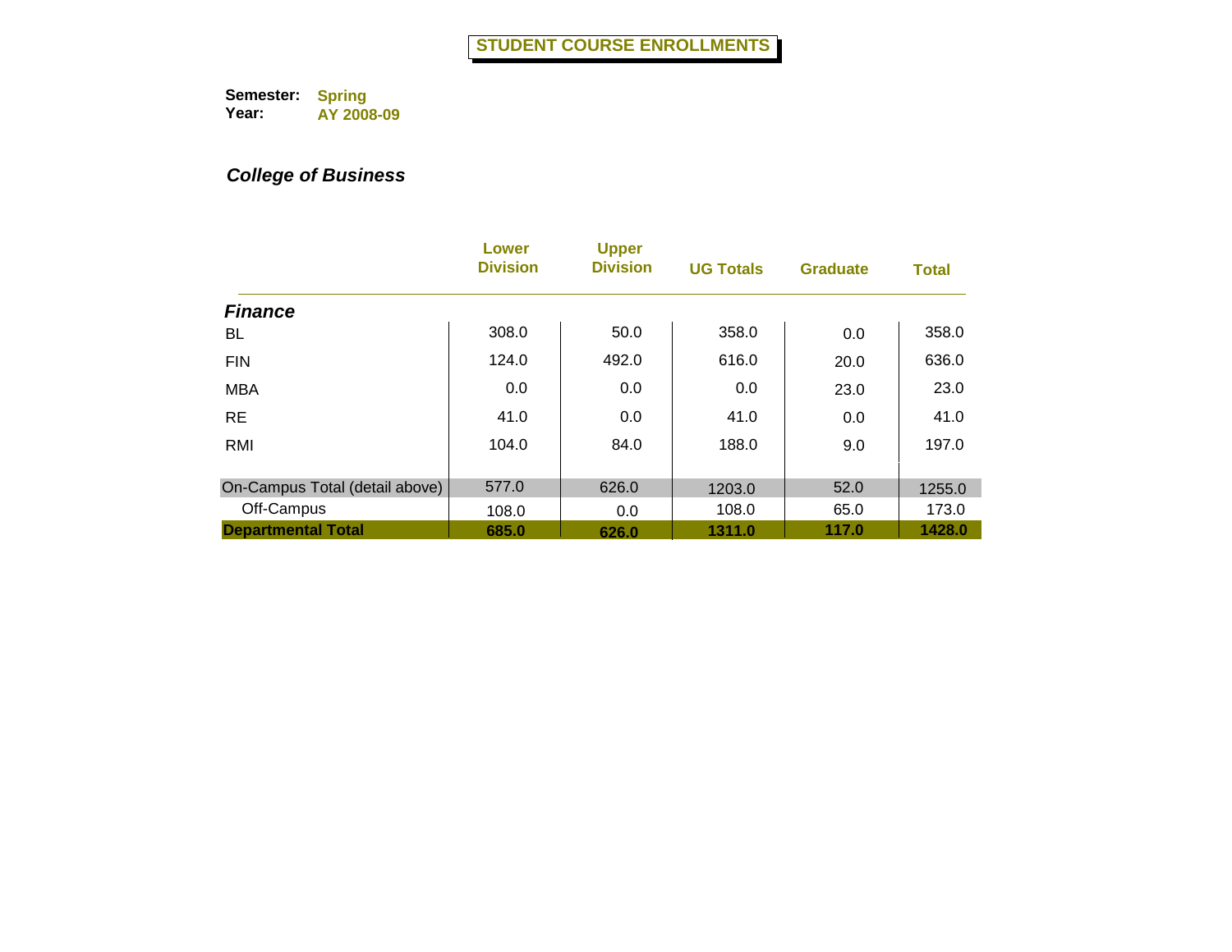# STUDENT COURSE ENROLLMENTS

**Semester:** Spring
**Year:** AY 2008-09

## *College of Business*

| | Lower Division | Upper Division | UG Totals | Graduate | Total |
|---|---|---|---|---|---|
| ***Finance*** | | | | | |
| BL | 308.0 | 50.0 | 358.0 | 0.0 | 358.0 |
| FIN | 124.0 | 492.0 | 616.0 | 20.0 | 636.0 |
| MBA | 0.0 | 0.0 | 0.0 | 23.0 | 23.0 |
| RE | 41.0 | 0.0 | 41.0 | 0.0 | 41.0 |
| RMI | 104.0 | 84.0 | 188.0 | 9.0 | 197.0 |
| On-Campus Total (detail above) | 577.0 | 626.0 | 1203.0 | 52.0 | 1255.0 |
| Off-Campus | 108.0 | 0.0 | 108.0 | 65.0 | 173.0 |
| **Departmental Total** | **685.0** | **626.0** | **1311.0** | **117.0** | **1428.0** |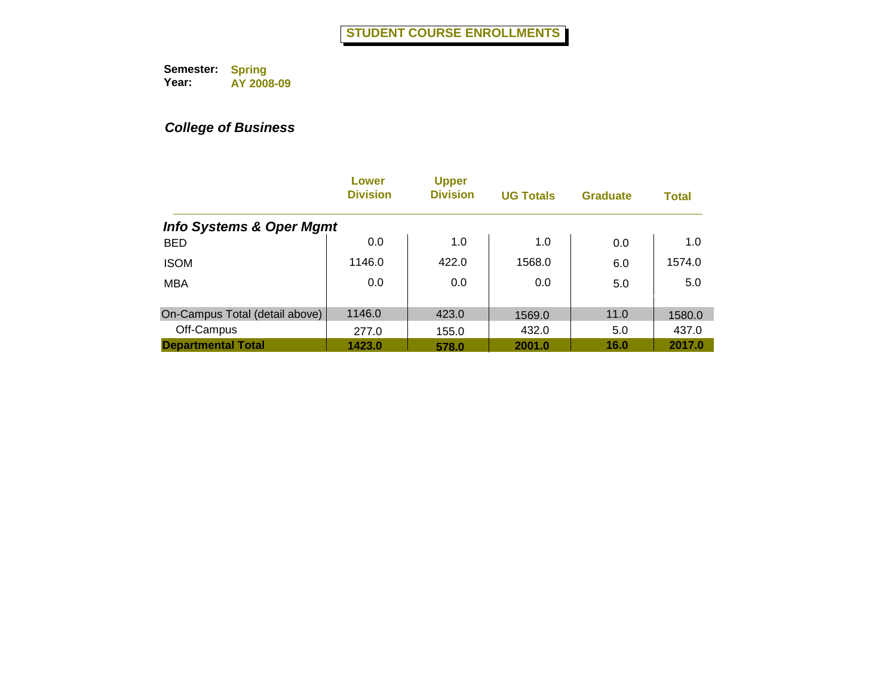# STUDENT COURSE ENROLLMENTS

**Semester:** Spring
**Year:** AY 2008-09

***College of Business***

| | Lower Division | Upper Division | UG Totals | Graduate | Total |
|---|---|---|---|---|---|
| ***Info Systems & Oper Mgmt*** | | | | | |
| BED | 0.0 | 1.0 | 1.0 | 0.0 | 1.0 |
| ISOM | 1146.0 | 422.0 | 1568.0 | 6.0 | 1574.0 |
| MBA | 0.0 | 0.0 | 0.0 | 5.0 | 5.0 |
| On-Campus Total (detail above) | 1146.0 | 423.0 | 1569.0 | 11.0 | 1580.0 |
| Off-Campus | 277.0 | 155.0 | 432.0 | 5.0 | 437.0 |
| **Departmental Total** | **1423.0** | **578.0** | **2001.0** | **16.0** | **2017.0** |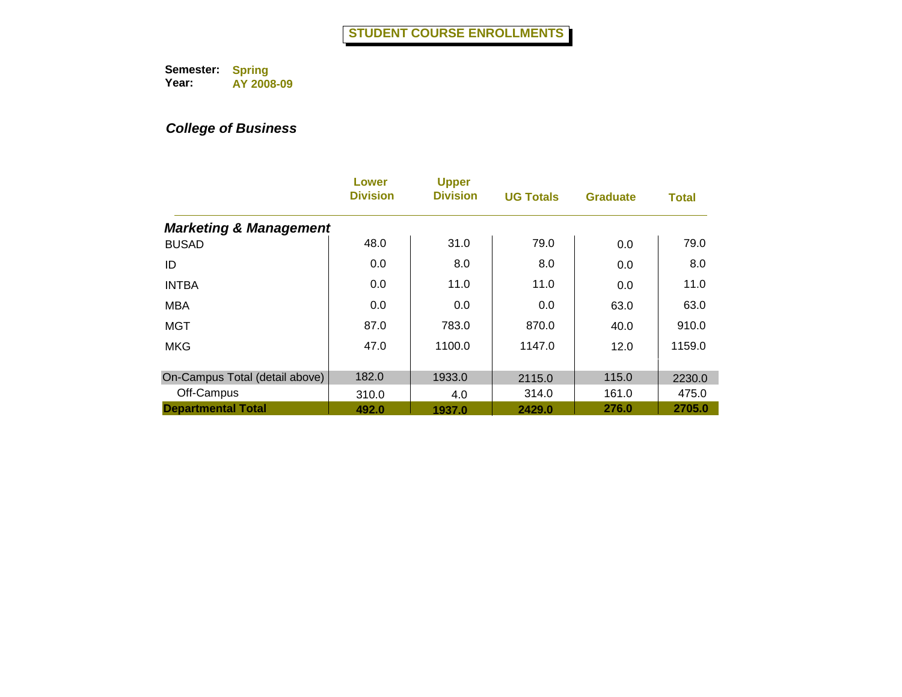# STUDENT COURSE ENROLLMENTS

**Semester:** Spring
**Year:** AY 2008-09

***College of Business***

| | Lower Division | Upper Division | UG Totals | Graduate | Total |
|---|---|---|---|---|---|
| ***Marketing & Management*** | | | | | |
| BUSAD | 48.0 | 31.0 | 79.0 | 0.0 | 79.0 |
| ID | 0.0 | 8.0 | 8.0 | 0.0 | 8.0 |
| INTBA | 0.0 | 11.0 | 11.0 | 0.0 | 11.0 |
| MBA | 0.0 | 0.0 | 0.0 | 63.0 | 63.0 |
| MGT | 87.0 | 783.0 | 870.0 | 40.0 | 910.0 |
| MKG | 47.0 | 1100.0 | 1147.0 | 12.0 | 1159.0 |
| On-Campus Total (detail above) | 182.0 | 1933.0 | 2115.0 | 115.0 | 2230.0 |
| Off-Campus | 310.0 | 4.0 | 314.0 | 161.0 | 475.0 |
| **Departmental Total** | **492.0** | **1937.0** | **2429.0** | **276.0** | **2705.0** |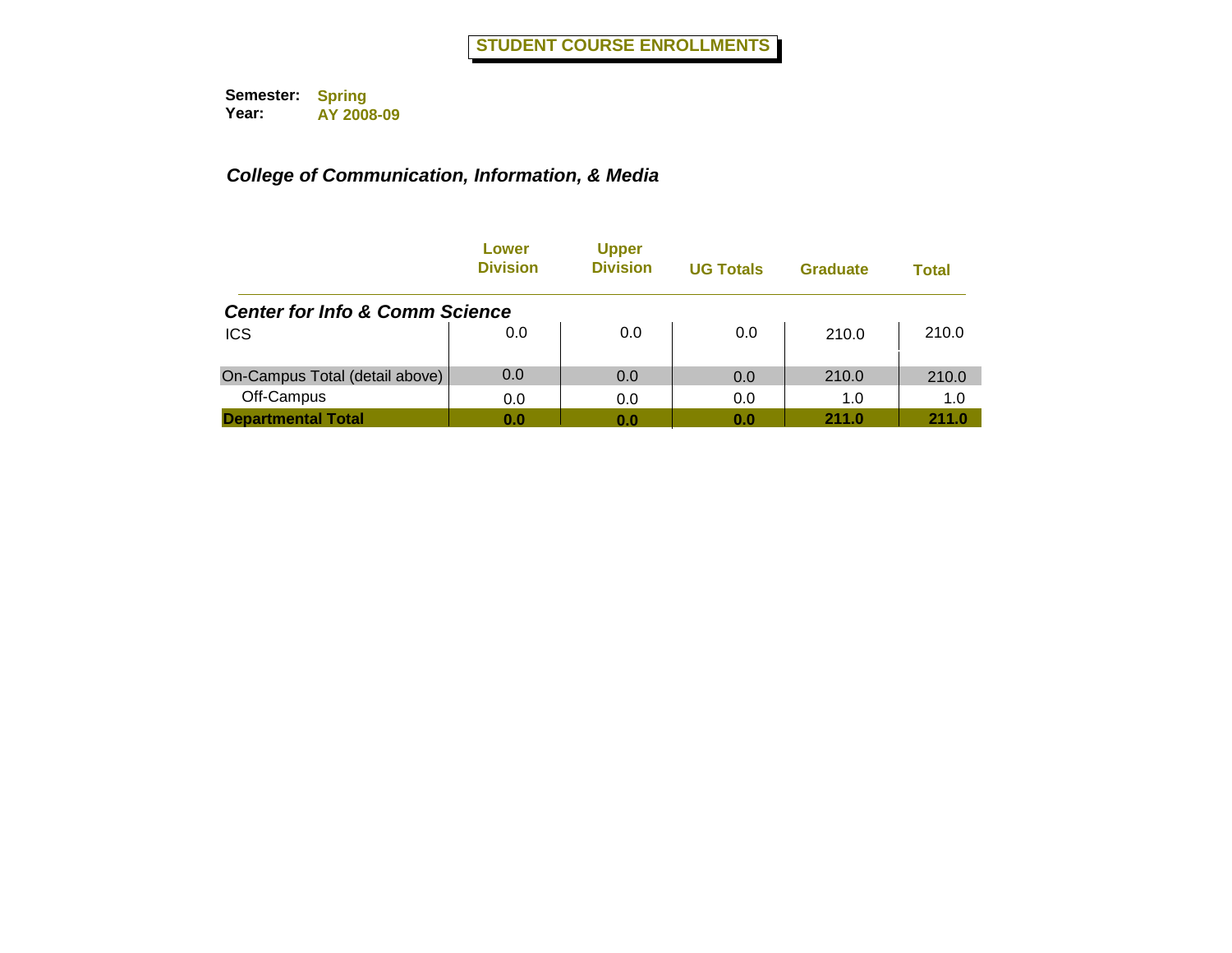# STUDENT COURSE ENROLLMENTS

**Semester:** Spring
**Year:** AY 2008-09

## *College of Communication, Information, & Media*

| | Lower Division | Upper Division | UG Totals | Graduate | Total |
|---|---|---|---|---|---|
| ***Center for Info & Comm Science*** | | | | | |
| ICS | 0.0 | 0.0 | 0.0 | 210.0 | 210.0 |
| On-Campus Total (detail above) | 0.0 | 0.0 | 0.0 | 210.0 | 210.0 |
| Off-Campus | 0.0 | 0.0 | 0.0 | 1.0 | 1.0 |
| **Departmental Total** | **0.0** | **0.0** | **0.0** | **211.0** | **211.0** |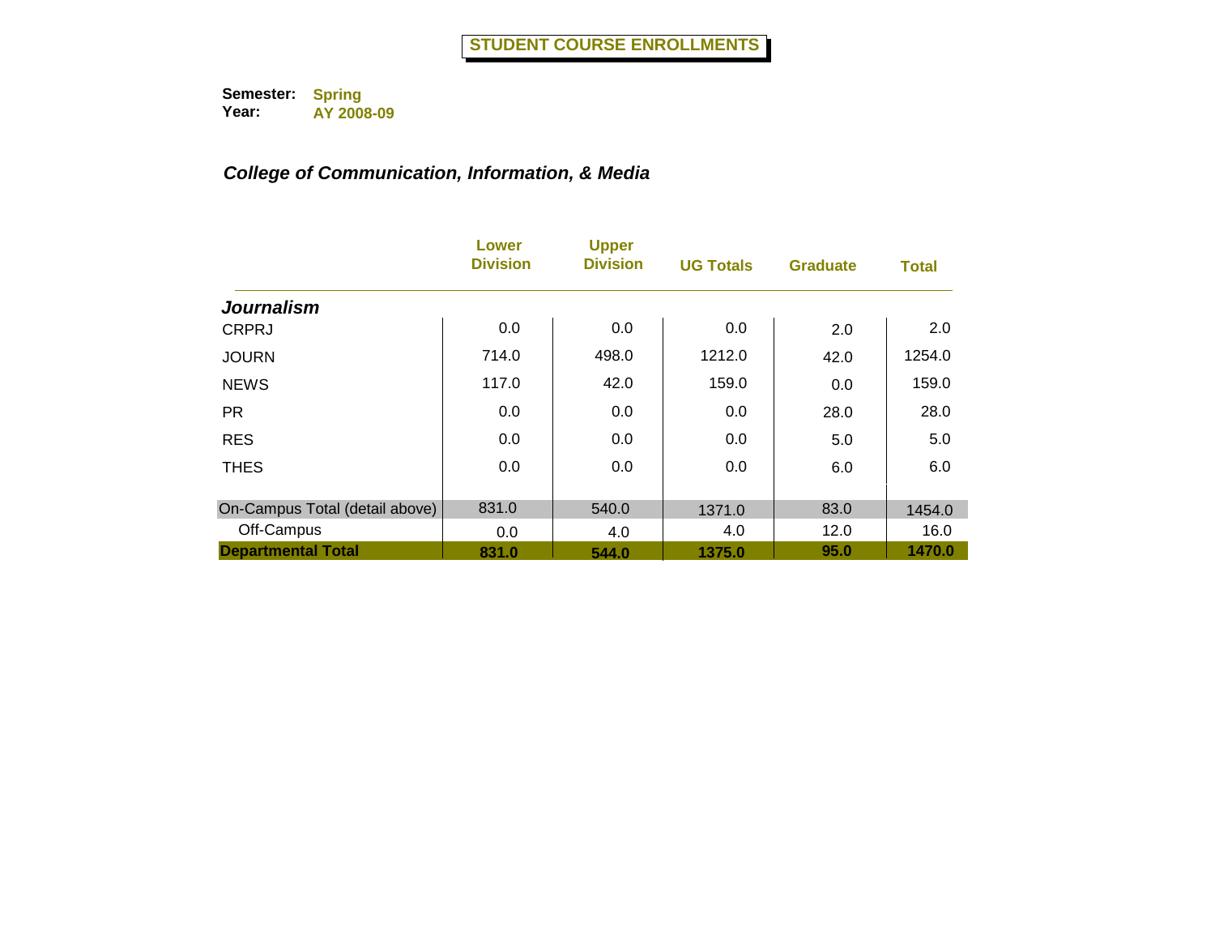# STUDENT COURSE ENROLLMENTS

**Semester:** Spring
**Year:** AY 2008-09

***College of Communication, Information, & Media***

| | Lower Division | Upper Division | UG Totals | Graduate | Total |
|---|---|---|---|---|---|
| ***Journalism*** | | | | | |
| CRPRJ | 0.0 | 0.0 | 0.0 | 2.0 | 2.0 |
| JOURN | 714.0 | 498.0 | 1212.0 | 42.0 | 1254.0 |
| NEWS | 117.0 | 42.0 | 159.0 | 0.0 | 159.0 |
| PR | 0.0 | 0.0 | 0.0 | 28.0 | 28.0 |
| RES | 0.0 | 0.0 | 0.0 | 5.0 | 5.0 |
| THES | 0.0 | 0.0 | 0.0 | 6.0 | 6.0 |
| On-Campus Total (detail above) | 831.0 | 540.0 | 1371.0 | 83.0 | 1454.0 |
| Off-Campus | 0.0 | 4.0 | 4.0 | 12.0 | 16.0 |
| **Departmental Total** | **831.0** | **544.0** | **1375.0** | **95.0** | **1470.0** |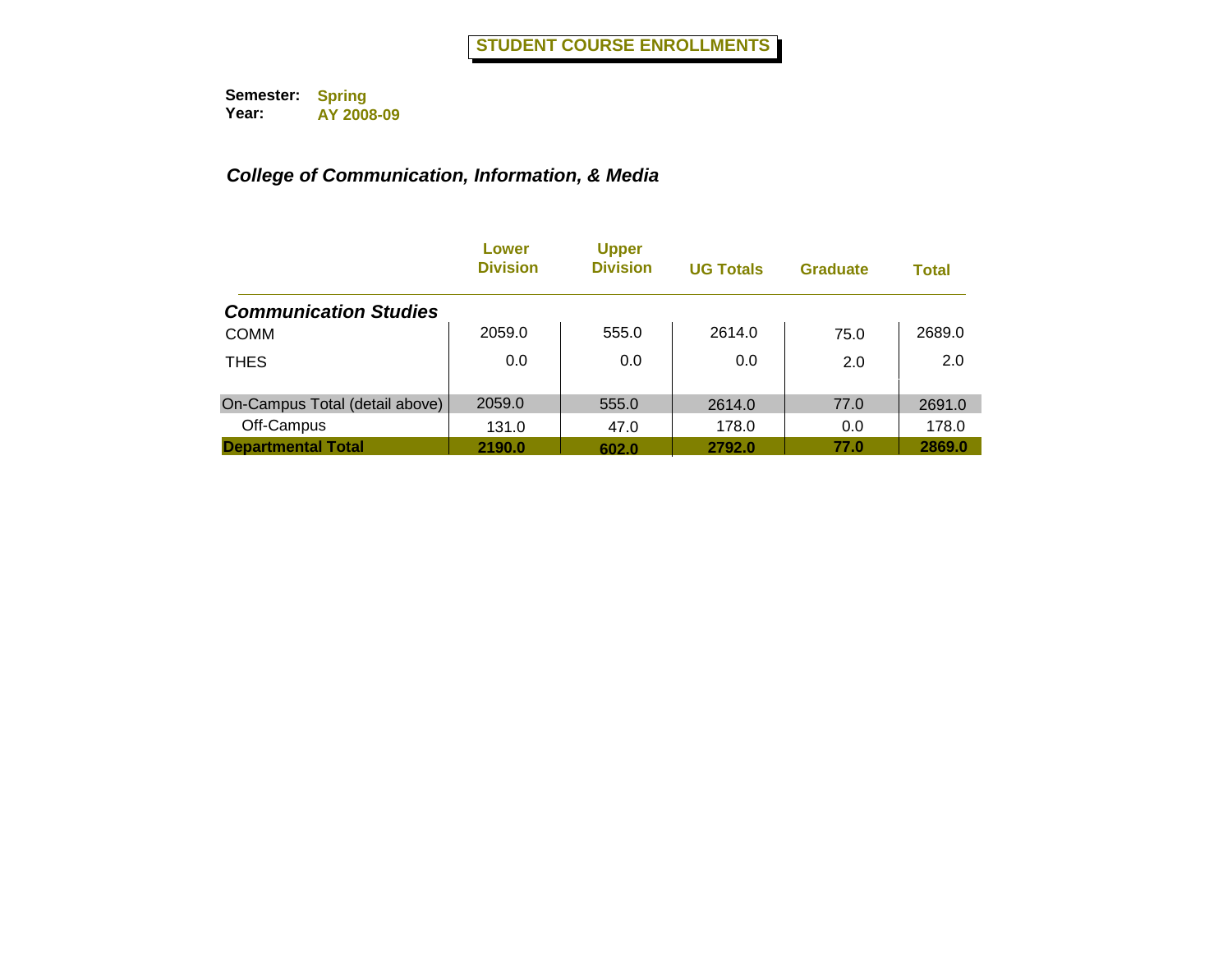# STUDENT COURSE ENROLLMENTS

**Semester:** Spring
**Year:** AY 2008-09

## *College of Communication, Information, & Media*

| | Lower Division | Upper Division | UG Totals | Graduate | Total |
|---|---|---|---|---|---|
| ***Communication Studies*** | | | | | |
| COMM | 2059.0 | 555.0 | 2614.0 | 75.0 | 2689.0 |
| THES | 0.0 | 0.0 | 0.0 | 2.0 | 2.0 |
| On-Campus Total (detail above) | 2059.0 | 555.0 | 2614.0 | 77.0 | 2691.0 |
| Off-Campus | 131.0 | 47.0 | 178.0 | 0.0 | 178.0 |
| **Departmental Total** | **2190.0** | **602.0** | **2792.0** | **77.0** | **2869.0** |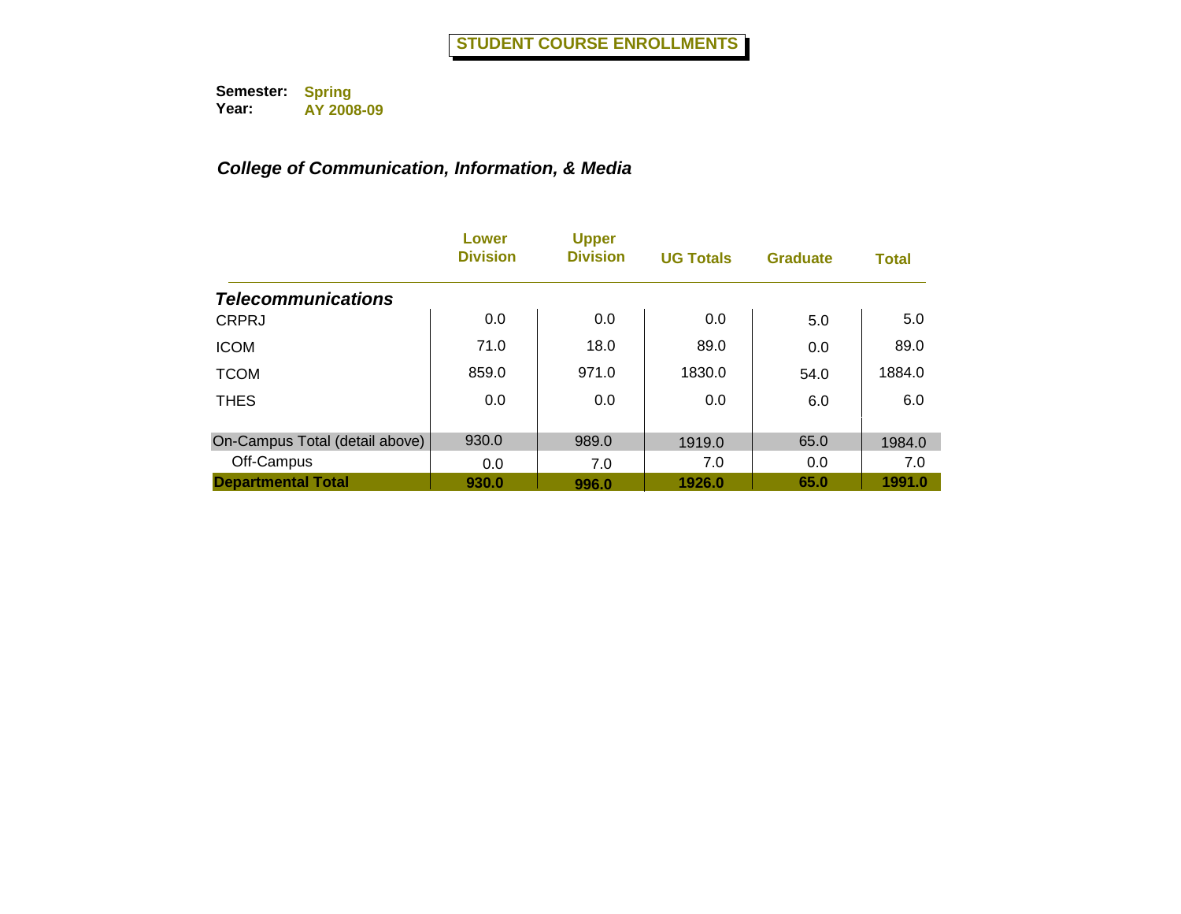# STUDENT COURSE ENROLLMENTS

**Semester:** Spring
**Year:** AY 2008-09

***College of Communication, Information, & Media***

| | Lower Division | Upper Division | UG Totals | Graduate | Total |
|---|---|---|---|---|---|
| ***Telecommunications*** | | | | | |
| CRPRJ | 0.0 | 0.0 | 0.0 | 5.0 | 5.0 |
| ICOM | 71.0 | 18.0 | 89.0 | 0.0 | 89.0 |
| TCOM | 859.0 | 971.0 | 1830.0 | 54.0 | 1884.0 |
| THES | 0.0 | 0.0 | 0.0 | 6.0 | 6.0 |
| On-Campus Total (detail above) | 930.0 | 989.0 | 1919.0 | 65.0 | 1984.0 |
| Off-Campus | 0.0 | 7.0 | 7.0 | 0.0 | 7.0 |
| **Departmental Total** | **930.0** | **996.0** | **1926.0** | **65.0** | **1991.0** |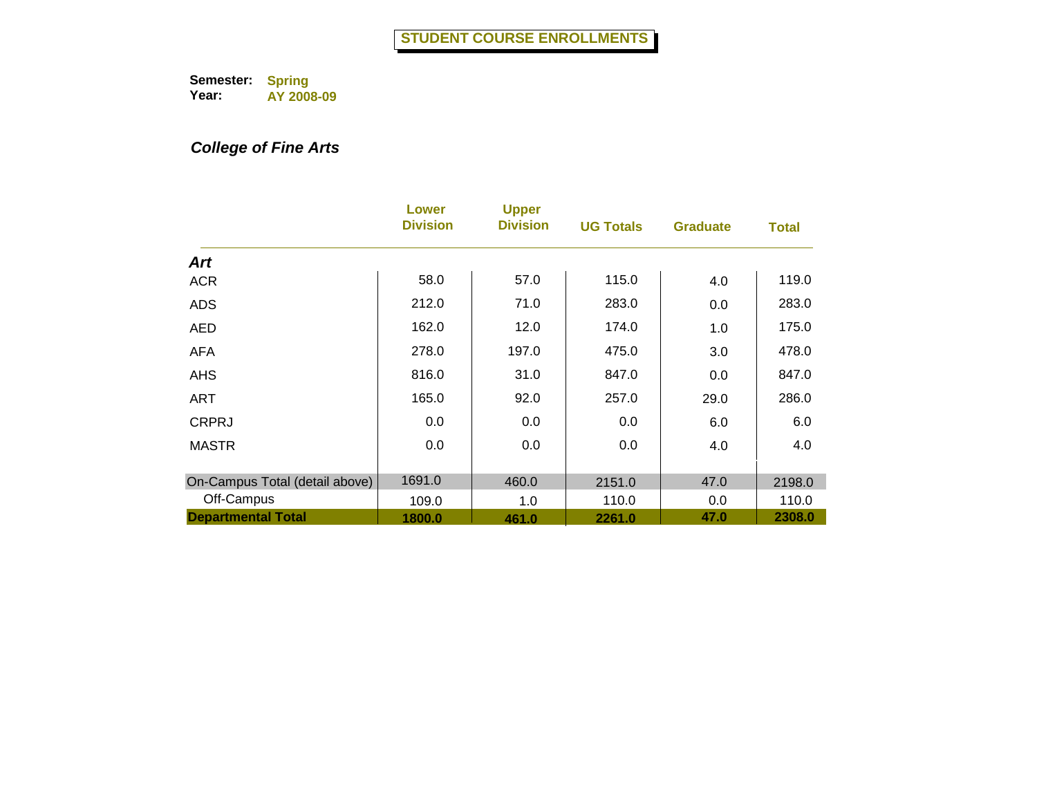# STUDENT COURSE ENROLLMENTS

**Semester:** Spring
**Year:** AY 2008-09

***College of Fine Arts***

| | Lower Division | Upper Division | UG Totals | Graduate | Total |
|---|---|---|---|---|---|
| ***Art*** | | | | | |
| ACR | 58.0 | 57.0 | 115.0 | 4.0 | 119.0 |
| ADS | 212.0 | 71.0 | 283.0 | 0.0 | 283.0 |
| AED | 162.0 | 12.0 | 174.0 | 1.0 | 175.0 |
| AFA | 278.0 | 197.0 | 475.0 | 3.0 | 478.0 |
| AHS | 816.0 | 31.0 | 847.0 | 0.0 | 847.0 |
| ART | 165.0 | 92.0 | 257.0 | 29.0 | 286.0 |
| CRPRJ | 0.0 | 0.0 | 0.0 | 6.0 | 6.0 |
| MASTR | 0.0 | 0.0 | 0.0 | 4.0 | 4.0 |
| On-Campus Total (detail above) | 1691.0 | 460.0 | 2151.0 | 47.0 | 2198.0 |
| Off-Campus | 109.0 | 1.0 | 110.0 | 0.0 | 110.0 |
| **Departmental Total** | **1800.0** | **461.0** | **2261.0** | **47.0** | **2308.0** |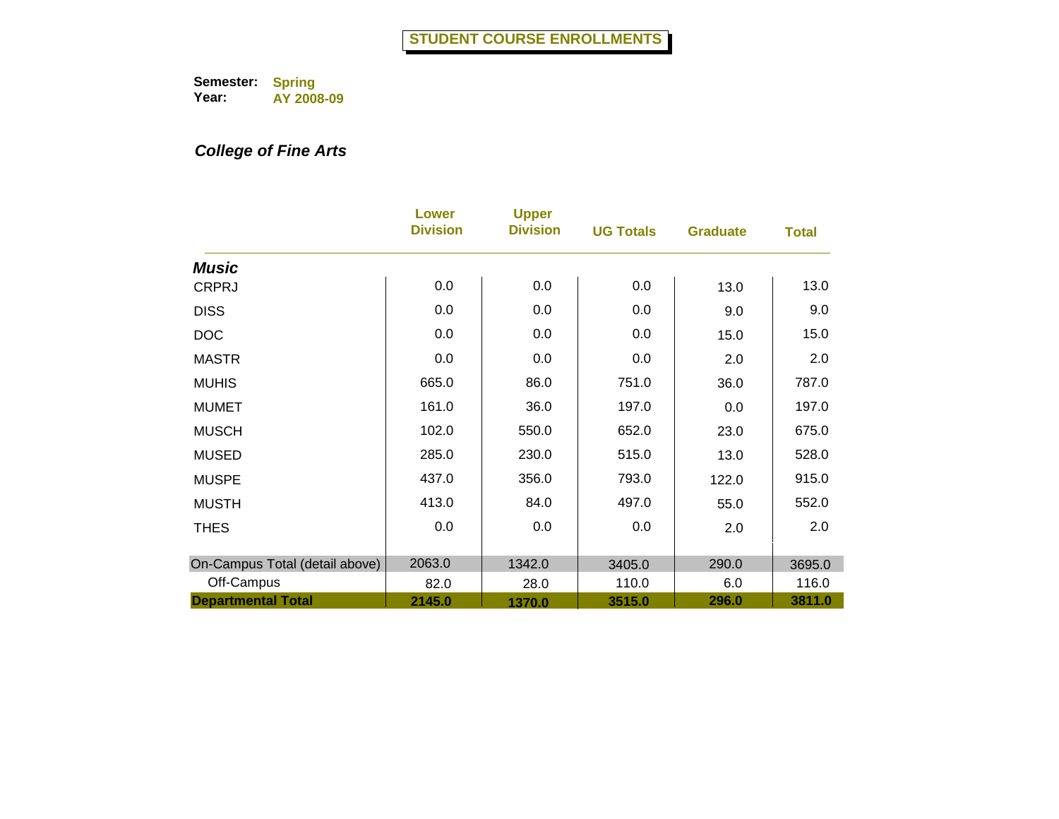# STUDENT COURSE ENROLLMENTS

**Semester:** Spring
**Year:** AY 2008-09

***College of Fine Arts***

| | Lower Division | Upper Division | UG Totals | Graduate | Total |
|---|---|---|---|---|---|
| ***Music*** | | | | | |
| CRPRJ | 0.0 | 0.0 | 0.0 | 13.0 | 13.0 |
| DISS | 0.0 | 0.0 | 0.0 | 9.0 | 9.0 |
| DOC | 0.0 | 0.0 | 0.0 | 15.0 | 15.0 |
| MASTR | 0.0 | 0.0 | 0.0 | 2.0 | 2.0 |
| MUHIS | 665.0 | 86.0 | 751.0 | 36.0 | 787.0 |
| MUMET | 161.0 | 36.0 | 197.0 | 0.0 | 197.0 |
| MUSCH | 102.0 | 550.0 | 652.0 | 23.0 | 675.0 |
| MUSED | 285.0 | 230.0 | 515.0 | 13.0 | 528.0 |
| MUSPE | 437.0 | 356.0 | 793.0 | 122.0 | 915.0 |
| MUSTH | 413.0 | 84.0 | 497.0 | 55.0 | 552.0 |
| THES | 0.0 | 0.0 | 0.0 | 2.0 | 2.0 |
| On-Campus Total (detail above) | 2063.0 | 1342.0 | 3405.0 | 290.0 | 3695.0 |
| Off-Campus | 82.0 | 28.0 | 110.0 | 6.0 | 116.0 |
| **Departmental Total** | **2145.0** | **1370.0** | **3515.0** | **296.0** | **3811.0** |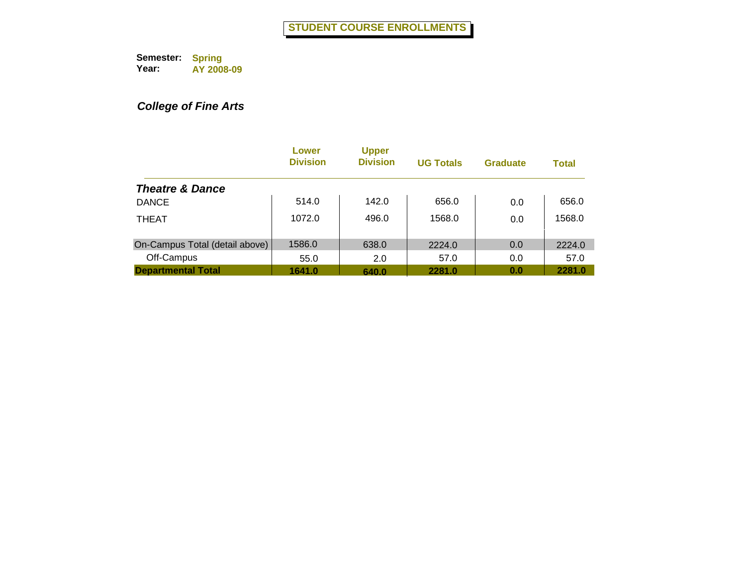# STUDENT COURSE ENROLLMENTS

**Semester:** Spring
**Year:** AY 2008-09

***College of Fine Arts***

| | Lower Division | Upper Division | UG Totals | Graduate | Total |
|---|---|---|---|---|---|
| ***Theatre & Dance*** | | | | | |
| DANCE | 514.0 | 142.0 | 656.0 | 0.0 | 656.0 |
| THEAT | 1072.0 | 496.0 | 1568.0 | 0.0 | 1568.0 |
| On-Campus Total (detail above) | 1586.0 | 638.0 | 2224.0 | 0.0 | 2224.0 |
| Off-Campus | 55.0 | 2.0 | 57.0 | 0.0 | 57.0 |
| **Departmental Total** | **1641.0** | **640.0** | **2281.0** | **0.0** | **2281.0** |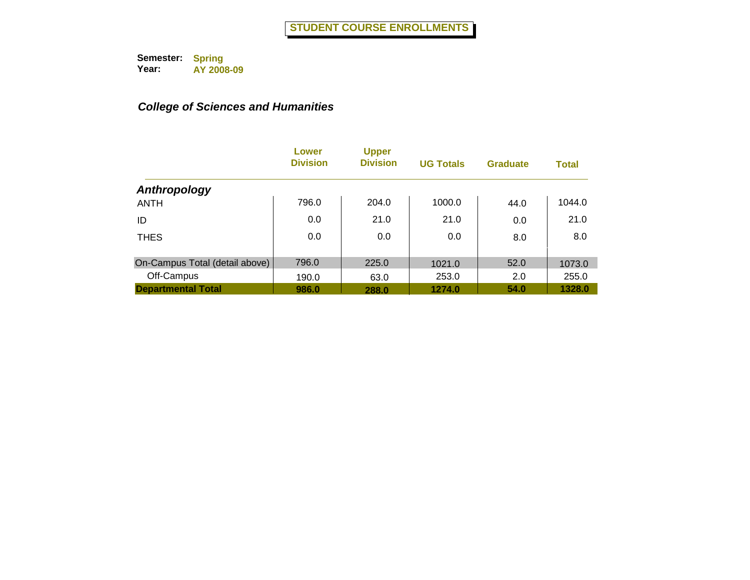# STUDENT COURSE ENROLLMENTS

**Semester:** Spring
**Year:** AY 2008-09

## *College of Sciences and Humanities*

| | Lower Division | Upper Division | UG Totals | Graduate | Total |
|---|---|---|---|---|---|
| ***Anthropology*** | | | | | |
| ANTH | 796.0 | 204.0 | 1000.0 | 44.0 | 1044.0 |
| ID | 0.0 | 21.0 | 21.0 | 0.0 | 21.0 |
| THES | 0.0 | 0.0 | 0.0 | 8.0 | 8.0 |
| On-Campus Total (detail above) | 796.0 | 225.0 | 1021.0 | 52.0 | 1073.0 |
| Off-Campus | 190.0 | 63.0 | 253.0 | 2.0 | 255.0 |
| **Departmental Total** | **986.0** | **288.0** | **1274.0** | **54.0** | **1328.0** |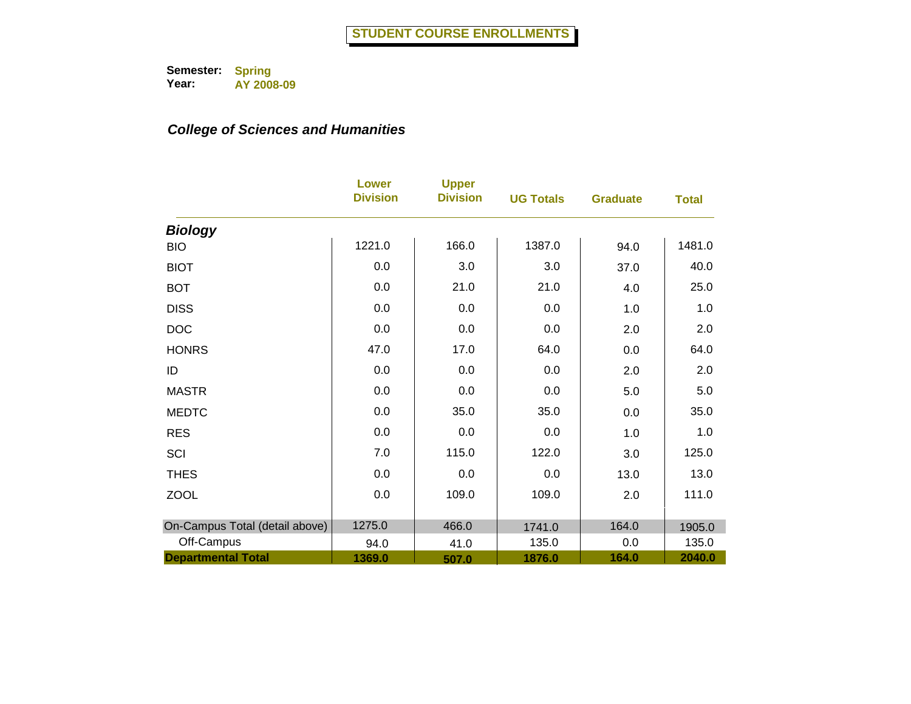# STUDENT COURSE ENROLLMENTS

**Semester:** Spring
**Year:** AY 2008-09

***College of Sciences and Humanities***

| | Lower Division | Upper Division | UG Totals | Graduate | Total |
|---|---|---|---|---|---|
| ***Biology*** | | | | | |
| BIO | 1221.0 | 166.0 | 1387.0 | 94.0 | 1481.0 |
| BIOT | 0.0 | 3.0 | 3.0 | 37.0 | 40.0 |
| BOT | 0.0 | 21.0 | 21.0 | 4.0 | 25.0 |
| DISS | 0.0 | 0.0 | 0.0 | 1.0 | 1.0 |
| DOC | 0.0 | 0.0 | 0.0 | 2.0 | 2.0 |
| HONRS | 47.0 | 17.0 | 64.0 | 0.0 | 64.0 |
| ID | 0.0 | 0.0 | 0.0 | 2.0 | 2.0 |
| MASTR | 0.0 | 0.0 | 0.0 | 5.0 | 5.0 |
| MEDTC | 0.0 | 35.0 | 35.0 | 0.0 | 35.0 |
| RES | 0.0 | 0.0 | 0.0 | 1.0 | 1.0 |
| SCI | 7.0 | 115.0 | 122.0 | 3.0 | 125.0 |
| THES | 0.0 | 0.0 | 0.0 | 13.0 | 13.0 |
| ZOOL | 0.0 | 109.0 | 109.0 | 2.0 | 111.0 |
| On-Campus Total (detail above) | 1275.0 | 466.0 | 1741.0 | 164.0 | 1905.0 |
| Off-Campus | 94.0 | 41.0 | 135.0 | 0.0 | 135.0 |
| **Departmental Total** | **1369.0** | **507.0** | **1876.0** | **164.0** | **2040.0** |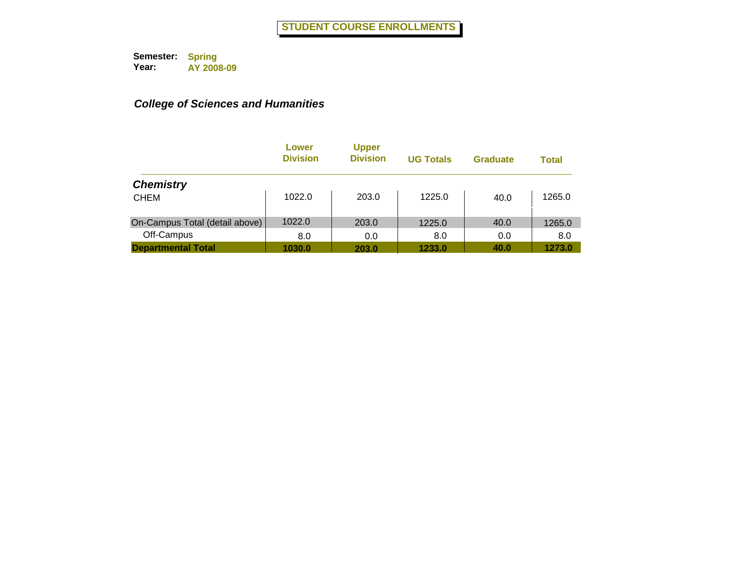# STUDENT COURSE ENROLLMENTS

**Semester:** Spring
**Year:** AY 2008-09

## *College of Sciences and Humanities*

| | Lower Division | Upper Division | UG Totals | Graduate | Total |
|---|---|---|---|---|---|
| ***Chemistry*** | | | | | |
| CHEM | 1022.0 | 203.0 | 1225.0 | 40.0 | 1265.0 |
| On-Campus Total (detail above) | 1022.0 | 203.0 | 1225.0 | 40.0 | 1265.0 |
| Off-Campus | 8.0 | 0.0 | 8.0 | 0.0 | 8.0 |
| **Departmental Total** | **1030.0** | **203.0** | **1233.0** | **40.0** | **1273.0** |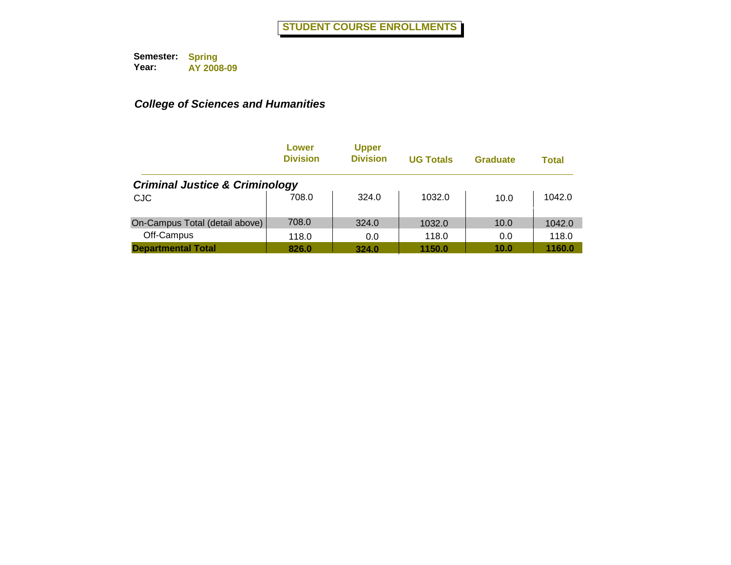# STUDENT COURSE ENROLLMENTS

**Semester:** Spring
**Year:** AY 2008-09

***College of Sciences and Humanities***

| | Lower Division | Upper Division | UG Totals | Graduate | Total |
|---|---|---|---|---|---|
| ***Criminal Justice & Criminology*** | | | | | |
| CJC | 708.0 | 324.0 | 1032.0 | 10.0 | 1042.0 |
| On-Campus Total (detail above) | 708.0 | 324.0 | 1032.0 | 10.0 | 1042.0 |
| Off-Campus | 118.0 | 0.0 | 118.0 | 0.0 | 118.0 |
| **Departmental Total** | **826.0** | **324.0** | **1150.0** | **10.0** | **1160.0** |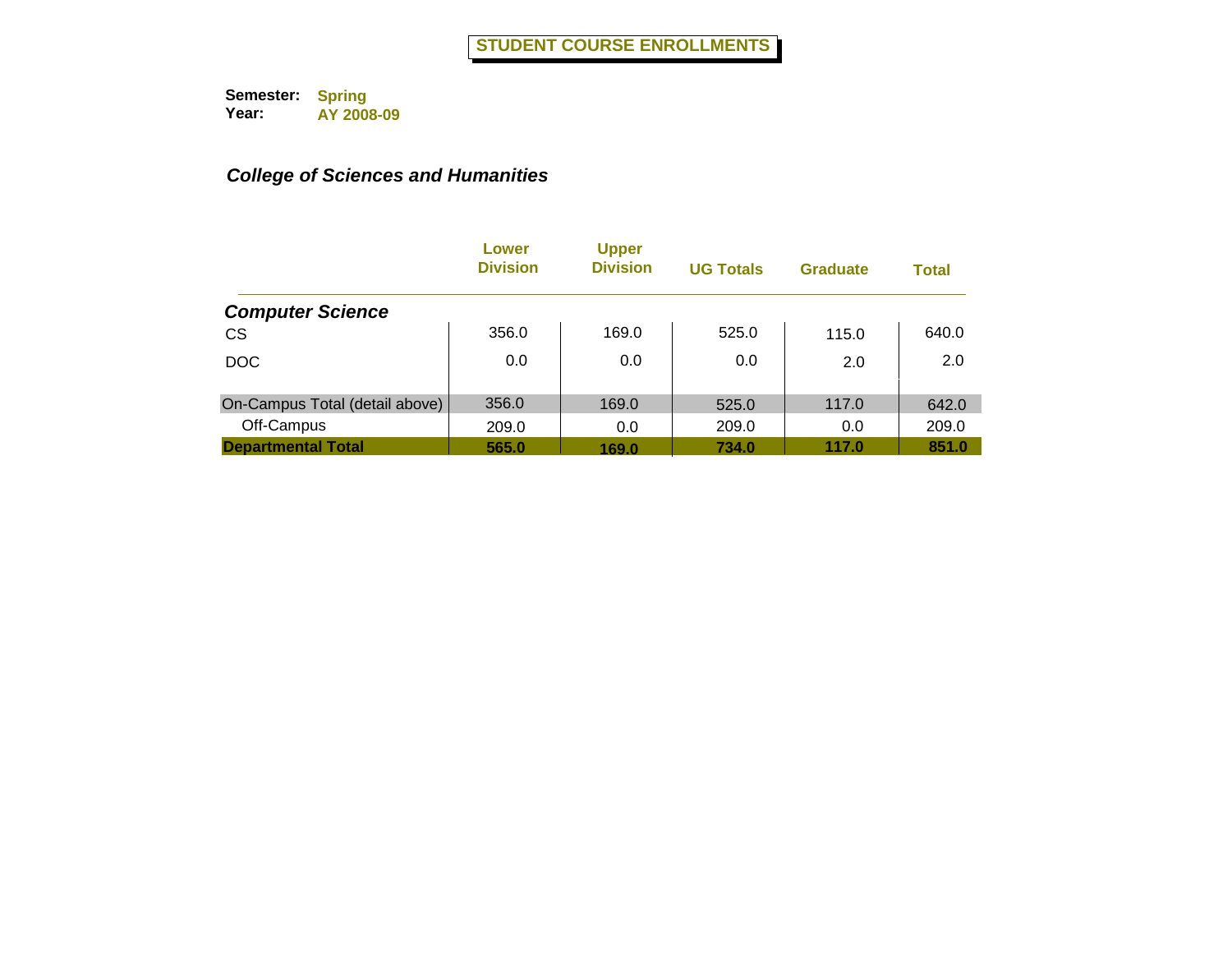# STUDENT COURSE ENROLLMENTS

**Semester:** Spring
**Year:** AY 2008-09

***College of Sciences and Humanities***

| | Lower Division | Upper Division | UG Totals | Graduate | Total |
|---|---|---|---|---|---|
| ***Computer Science*** | | | | | |
| CS | 356.0 | 169.0 | 525.0 | 115.0 | 640.0 |
| DOC | 0.0 | 0.0 | 0.0 | 2.0 | 2.0 |
| On-Campus Total (detail above) | 356.0 | 169.0 | 525.0 | 117.0 | 642.0 |
| Off-Campus | 209.0 | 0.0 | 209.0 | 0.0 | 209.0 |
| **Departmental Total** | **565.0** | **169.0** | **734.0** | **117.0** | **851.0** |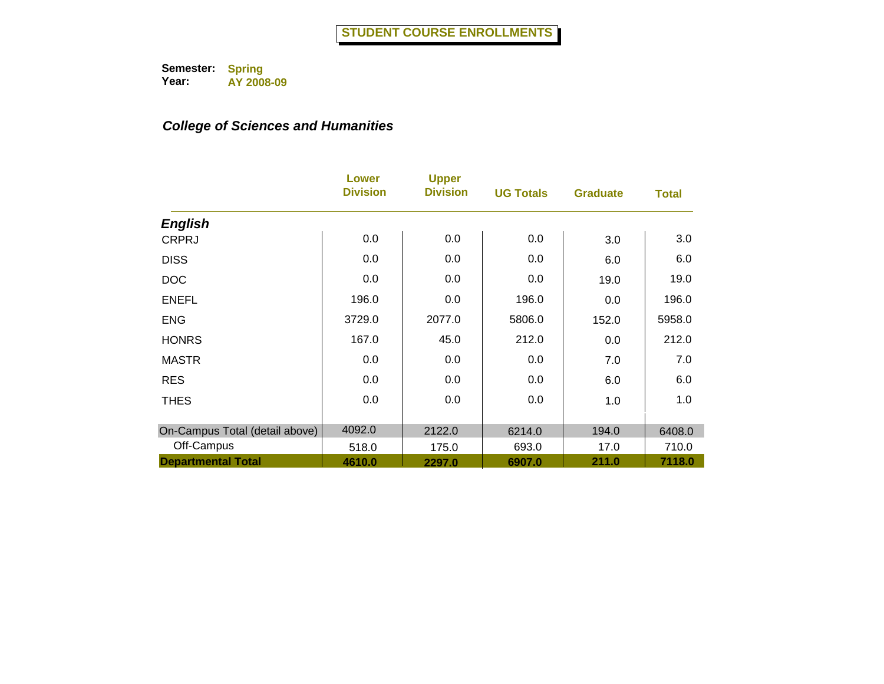# STUDENT COURSE ENROLLMENTS

**Semester:** Spring
**Year:** AY 2008-09

***College of Sciences and Humanities***

| | Lower Division | Upper Division | UG Totals | Graduate | Total |
|---|---|---|---|---|---|
| ***English*** | | | | | |
| CRPRJ | 0.0 | 0.0 | 0.0 | 3.0 | 3.0 |
| DISS | 0.0 | 0.0 | 0.0 | 6.0 | 6.0 |
| DOC | 0.0 | 0.0 | 0.0 | 19.0 | 19.0 |
| ENEFL | 196.0 | 0.0 | 196.0 | 0.0 | 196.0 |
| ENG | 3729.0 | 2077.0 | 5806.0 | 152.0 | 5958.0 |
| HONRS | 167.0 | 45.0 | 212.0 | 0.0 | 212.0 |
| MASTR | 0.0 | 0.0 | 0.0 | 7.0 | 7.0 |
| RES | 0.0 | 0.0 | 0.0 | 6.0 | 6.0 |
| THES | 0.0 | 0.0 | 0.0 | 1.0 | 1.0 |
| On-Campus Total (detail above) | 4092.0 | 2122.0 | 6214.0 | 194.0 | 6408.0 |
| Off-Campus | 518.0 | 175.0 | 693.0 | 17.0 | 710.0 |
| **Departmental Total** | **4610.0** | **2297.0** | **6907.0** | **211.0** | **7118.0** |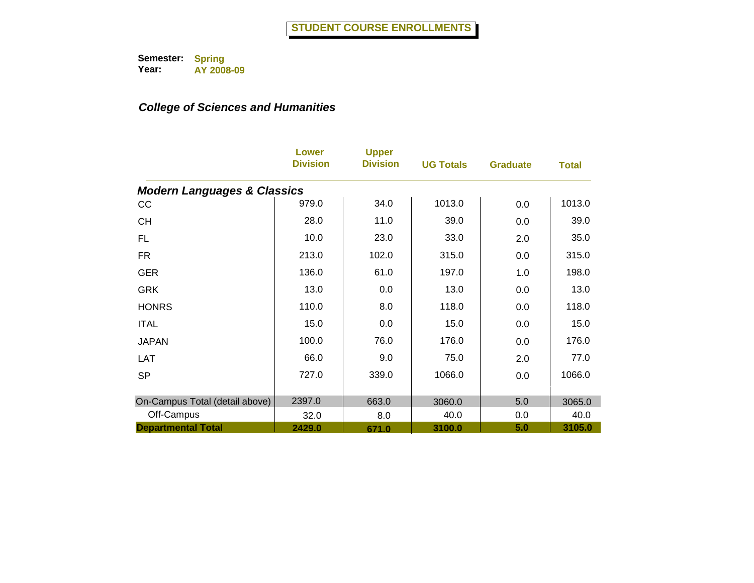# STUDENT COURSE ENROLLMENTS

**Semester:** Spring
**Year:** AY 2008-09

***College of Sciences and Humanities***

| | Lower Division | Upper Division | UG Totals | Graduate | Total |
|---|---|---|---|---|---|
| ***Modern Languages & Classics*** | | | | | |
| CC | 979.0 | 34.0 | 1013.0 | 0.0 | 1013.0 |
| CH | 28.0 | 11.0 | 39.0 | 0.0 | 39.0 |
| FL | 10.0 | 23.0 | 33.0 | 2.0 | 35.0 |
| FR | 213.0 | 102.0 | 315.0 | 0.0 | 315.0 |
| GER | 136.0 | 61.0 | 197.0 | 1.0 | 198.0 |
| GRK | 13.0 | 0.0 | 13.0 | 0.0 | 13.0 |
| HONRS | 110.0 | 8.0 | 118.0 | 0.0 | 118.0 |
| ITAL | 15.0 | 0.0 | 15.0 | 0.0 | 15.0 |
| JAPAN | 100.0 | 76.0 | 176.0 | 0.0 | 176.0 |
| LAT | 66.0 | 9.0 | 75.0 | 2.0 | 77.0 |
| SP | 727.0 | 339.0 | 1066.0 | 0.0 | 1066.0 |
| On-Campus Total (detail above) | 2397.0 | 663.0 | 3060.0 | 5.0 | 3065.0 |
| Off-Campus | 32.0 | 8.0 | 40.0 | 0.0 | 40.0 |
| **Departmental Total** | **2429.0** | **671.0** | **3100.0** | **5.0** | **3105.0** |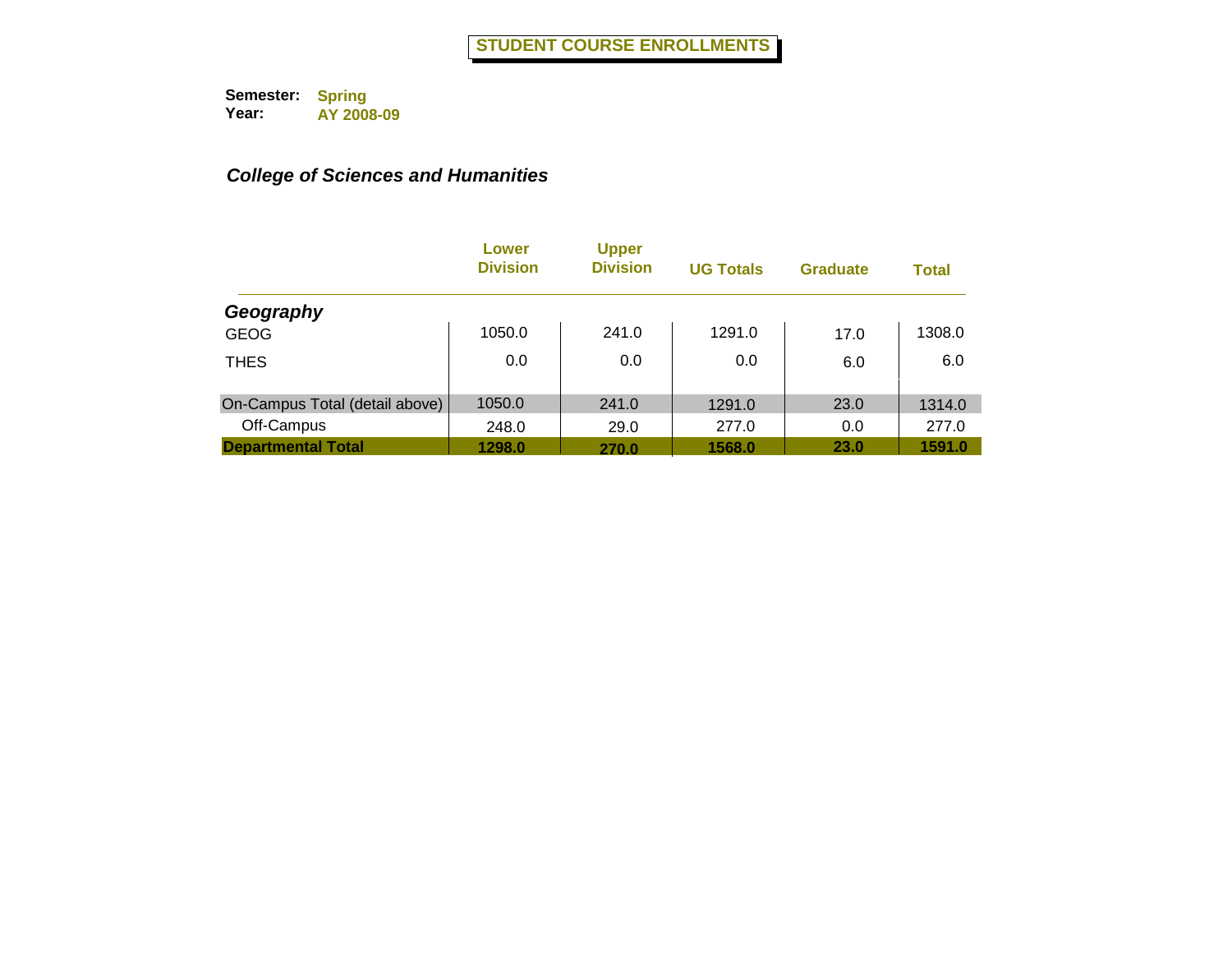# STUDENT COURSE ENROLLMENTS

**Semester:** Spring
**Year:** AY 2008-09

***College of Sciences and Humanities***

| | Lower Division | Upper Division | UG Totals | Graduate | Total |
|---|---|---|---|---|---|
| ***Geography*** | | | | | |
| GEOG | 1050.0 | 241.0 | 1291.0 | 17.0 | 1308.0 |
| THES | 0.0 | 0.0 | 0.0 | 6.0 | 6.0 |
| On-Campus Total (detail above) | 1050.0 | 241.0 | 1291.0 | 23.0 | 1314.0 |
| Off-Campus | 248.0 | 29.0 | 277.0 | 0.0 | 277.0 |
| **Departmental Total** | **1298.0** | **270.0** | **1568.0** | **23.0** | **1591.0** |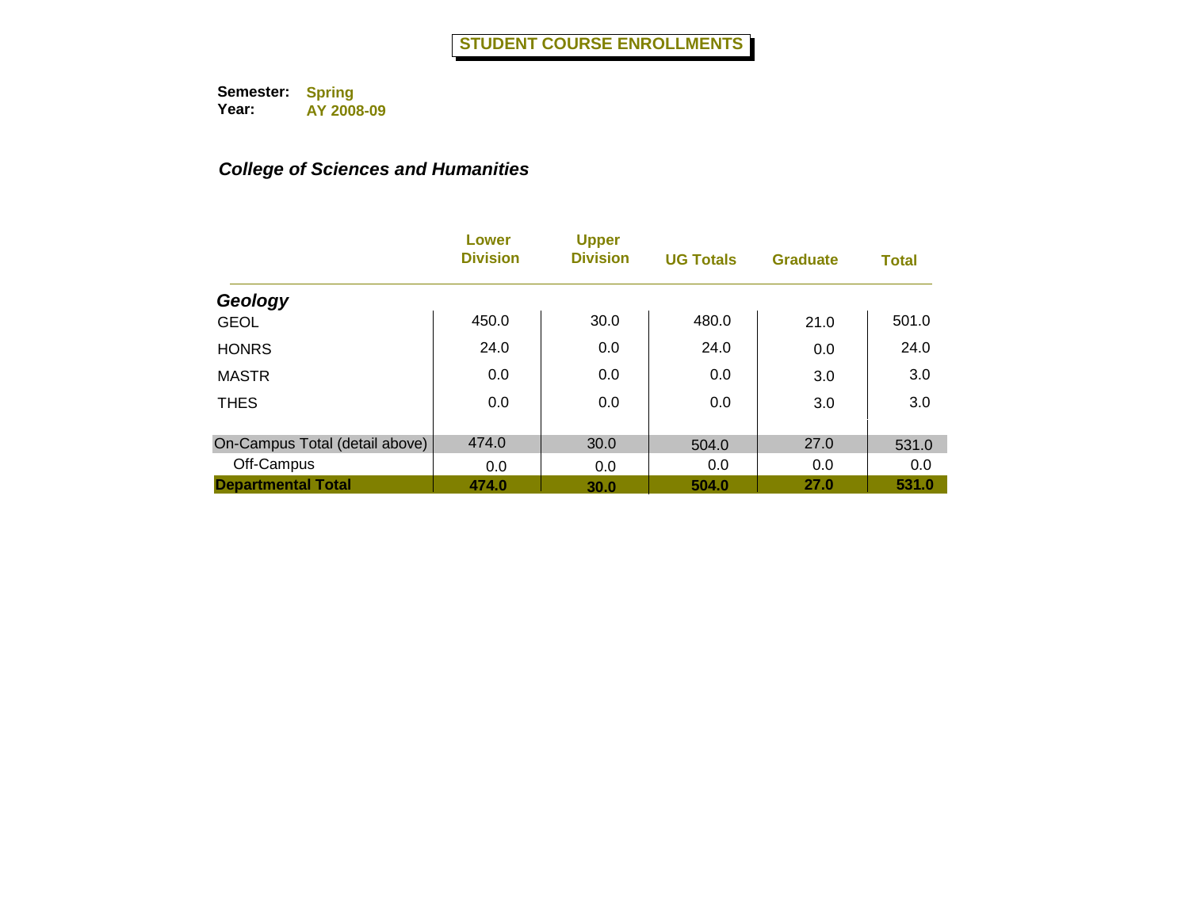# STUDENT COURSE ENROLLMENTS

**Semester:** Spring
**Year:** AY 2008-09

***College of Sciences and Humanities***

| | Lower Division | Upper Division | UG Totals | Graduate | Total |
|---|---|---|---|---|---|
| ***Geology*** | | | | | |
| GEOL | 450.0 | 30.0 | 480.0 | 21.0 | 501.0 |
| HONRS | 24.0 | 0.0 | 24.0 | 0.0 | 24.0 |
| MASTR | 0.0 | 0.0 | 0.0 | 3.0 | 3.0 |
| THES | 0.0 | 0.0 | 0.0 | 3.0 | 3.0 |
| On-Campus Total (detail above) | 474.0 | 30.0 | 504.0 | 27.0 | 531.0 |
| Off-Campus | 0.0 | 0.0 | 0.0 | 0.0 | 0.0 |
| **Departmental Total** | **474.0** | **30.0** | **504.0** | **27.0** | **531.0** |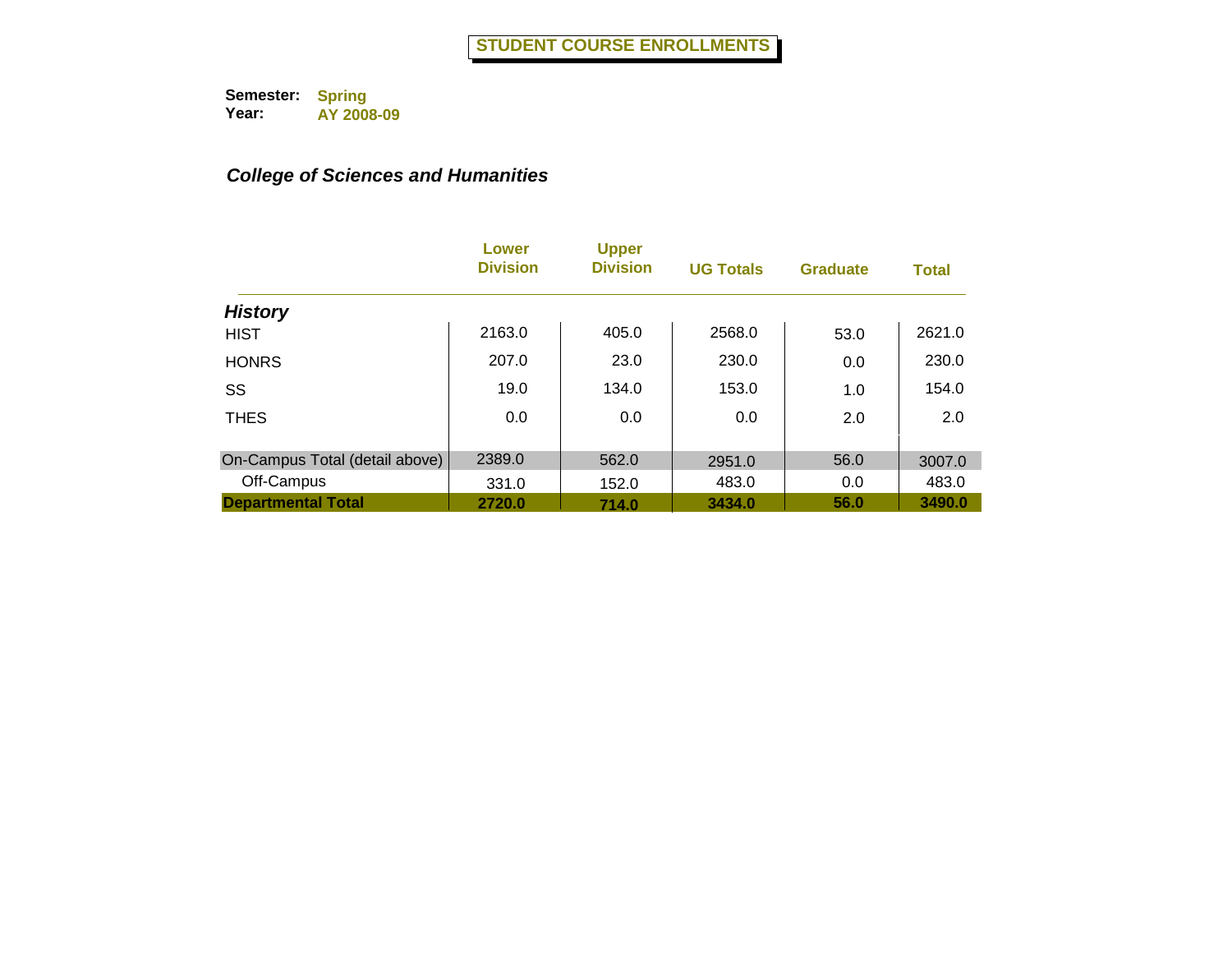# STUDENT COURSE ENROLLMENTS

**Semester:** Spring
**Year:** AY 2008-09

***College of Sciences and Humanities***

| | Lower Division | Upper Division | UG Totals | Graduate | Total |
|---|---|---|---|---|---|
| ***History*** | | | | | |
| HIST | 2163.0 | 405.0 | 2568.0 | 53.0 | 2621.0 |
| HONRS | 207.0 | 23.0 | 230.0 | 0.0 | 230.0 |
| SS | 19.0 | 134.0 | 153.0 | 1.0 | 154.0 |
| THES | 0.0 | 0.0 | 0.0 | 2.0 | 2.0 |
| On-Campus Total (detail above) | 2389.0 | 562.0 | 2951.0 | 56.0 | 3007.0 |
| Off-Campus | 331.0 | 152.0 | 483.0 | 0.0 | 483.0 |
| **Departmental Total** | **2720.0** | **714.0** | **3434.0** | **56.0** | **3490.0** |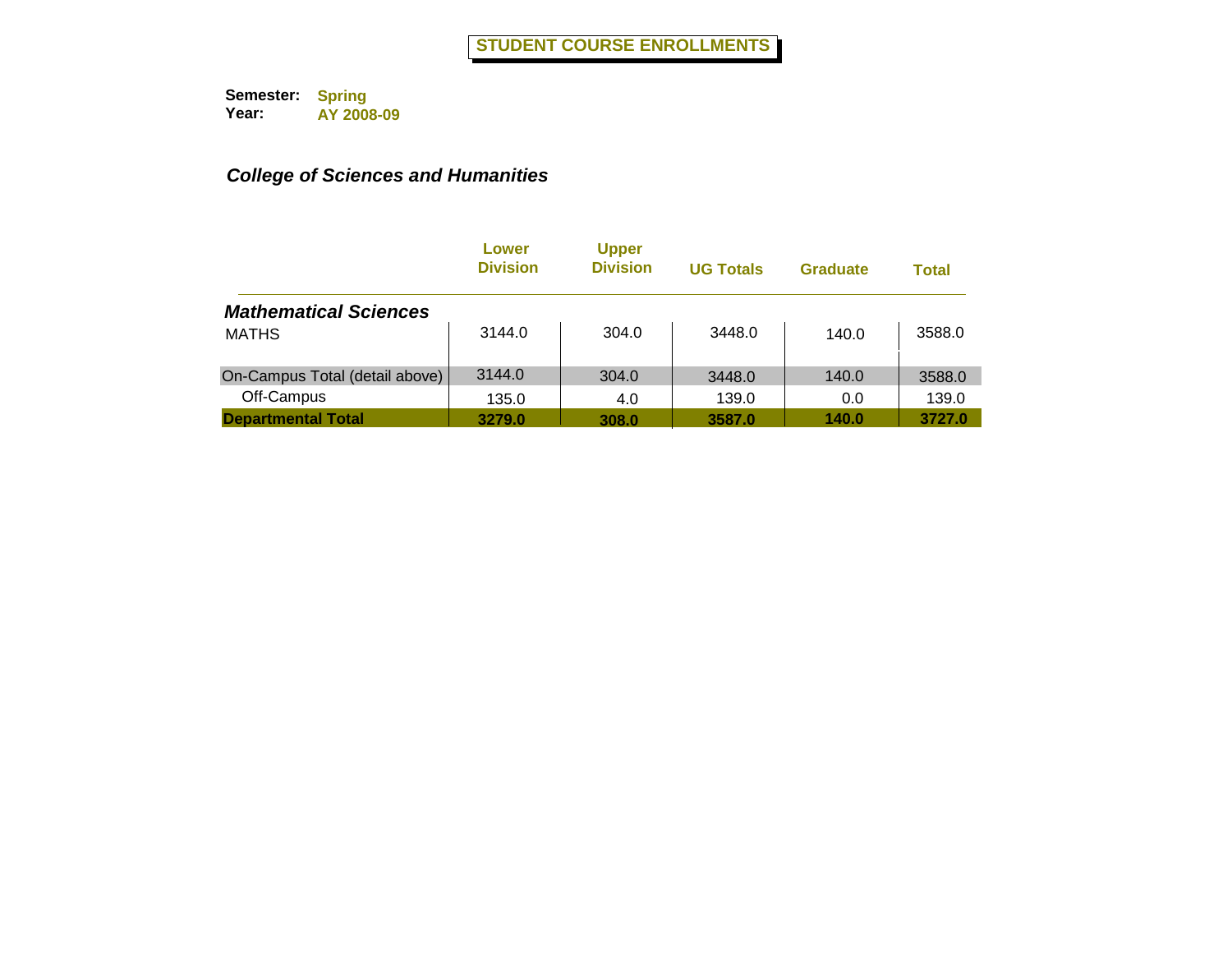# STUDENT COURSE ENROLLMENTS

**Semester:** Spring
**Year:** AY 2008-09

***College of Sciences and Humanities***

| | Lower Division | Upper Division | UG Totals | Graduate | Total |
|---|---|---|---|---|---|
| ***Mathematical Sciences*** | | | | | |
| MATHS | 3144.0 | 304.0 | 3448.0 | 140.0 | 3588.0 |
| On-Campus Total (detail above) | 3144.0 | 304.0 | 3448.0 | 140.0 | 3588.0 |
| Off-Campus | 135.0 | 4.0 | 139.0 | 0.0 | 139.0 |
| **Departmental Total** | **3279.0** | **308.0** | **3587.0** | **140.0** | **3727.0** |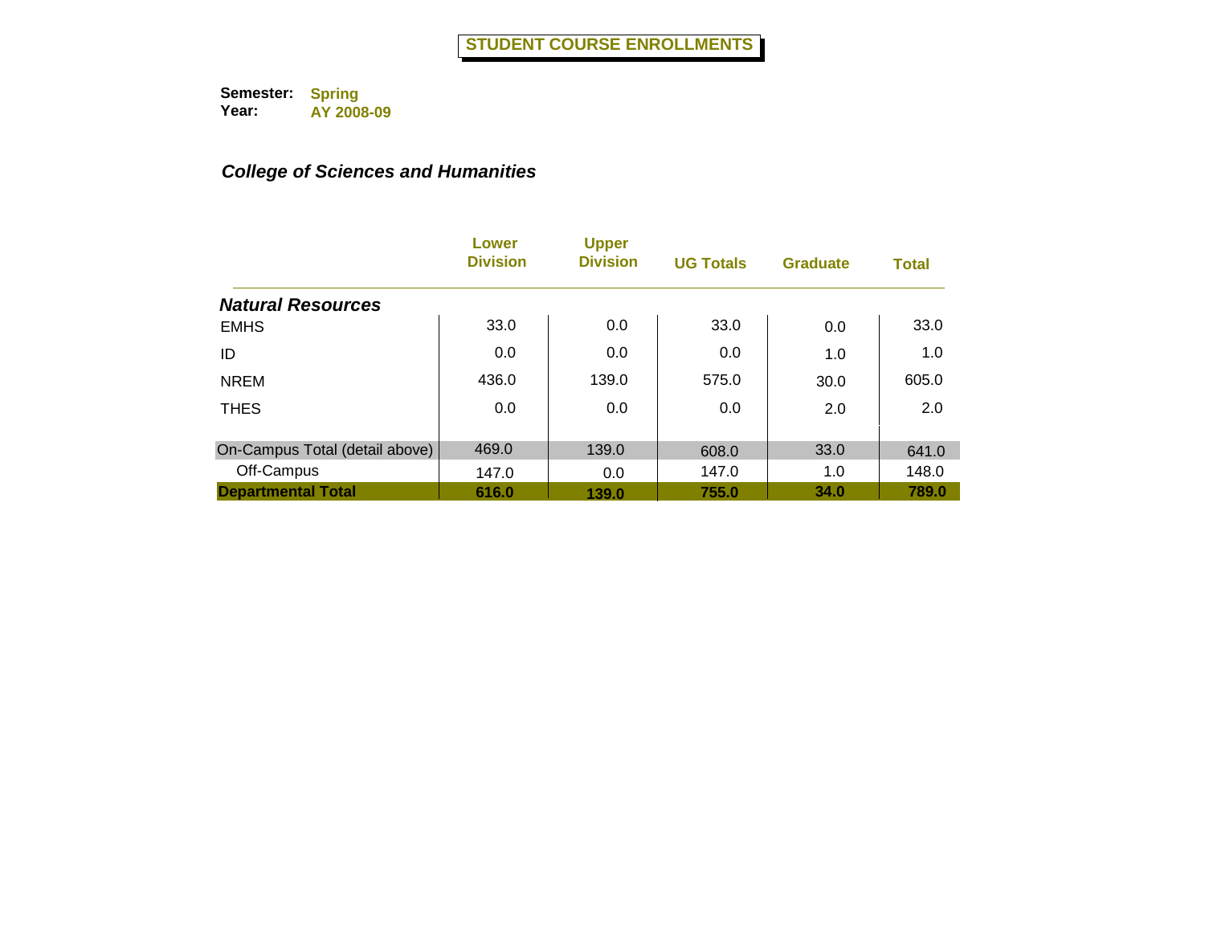# STUDENT COURSE ENROLLMENTS

**Semester:** Spring
**Year:** AY 2008-09

***College of Sciences and Humanities***

| | Lower Division | Upper Division | UG Totals | Graduate | Total |
|---|---|---|---|---|---|
| ***Natural Resources*** | | | | | |
| EMHS | 33.0 | 0.0 | 33.0 | 0.0 | 33.0 |
| ID | 0.0 | 0.0 | 0.0 | 1.0 | 1.0 |
| NREM | 436.0 | 139.0 | 575.0 | 30.0 | 605.0 |
| THES | 0.0 | 0.0 | 0.0 | 2.0 | 2.0 |
| On-Campus Total (detail above) | 469.0 | 139.0 | 608.0 | 33.0 | 641.0 |
| Off-Campus | 147.0 | 0.0 | 147.0 | 1.0 | 148.0 |
| **Departmental Total** | **616.0** | **139.0** | **755.0** | **34.0** | **789.0** |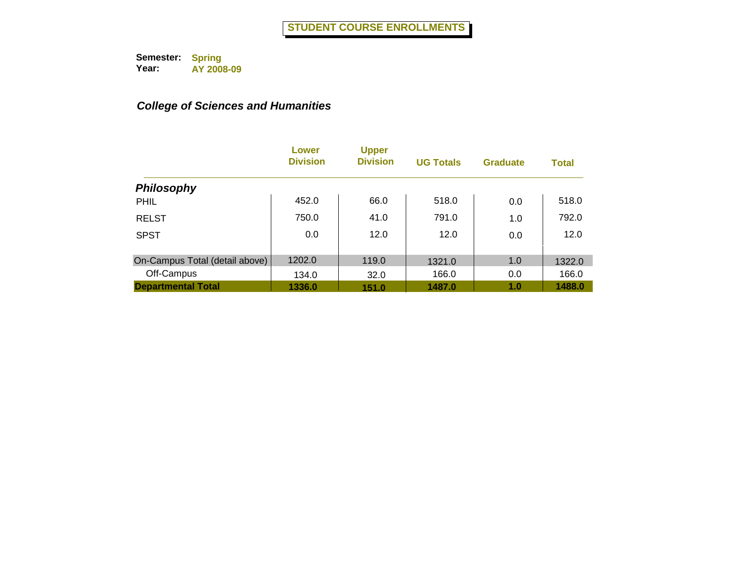# STUDENT COURSE ENROLLMENTS

**Semester:** Spring
**Year:** AY 2008-09

### *College of Sciences and Humanities*

| | Lower Division | Upper Division | UG Totals | Graduate | Total |
|---|---|---|---|---|---|
| ***Philosophy*** | | | | | |
| PHIL | 452.0 | 66.0 | 518.0 | 0.0 | 518.0 |
| RELST | 750.0 | 41.0 | 791.0 | 1.0 | 792.0 |
| SPST | 0.0 | 12.0 | 12.0 | 0.0 | 12.0 |
| On-Campus Total (detail above) | 1202.0 | 119.0 | 1321.0 | 1.0 | 1322.0 |
| Off-Campus | 134.0 | 32.0 | 166.0 | 0.0 | 166.0 |
| **Departmental Total** | **1336.0** | **151.0** | **1487.0** | **1.0** | **1488.0** |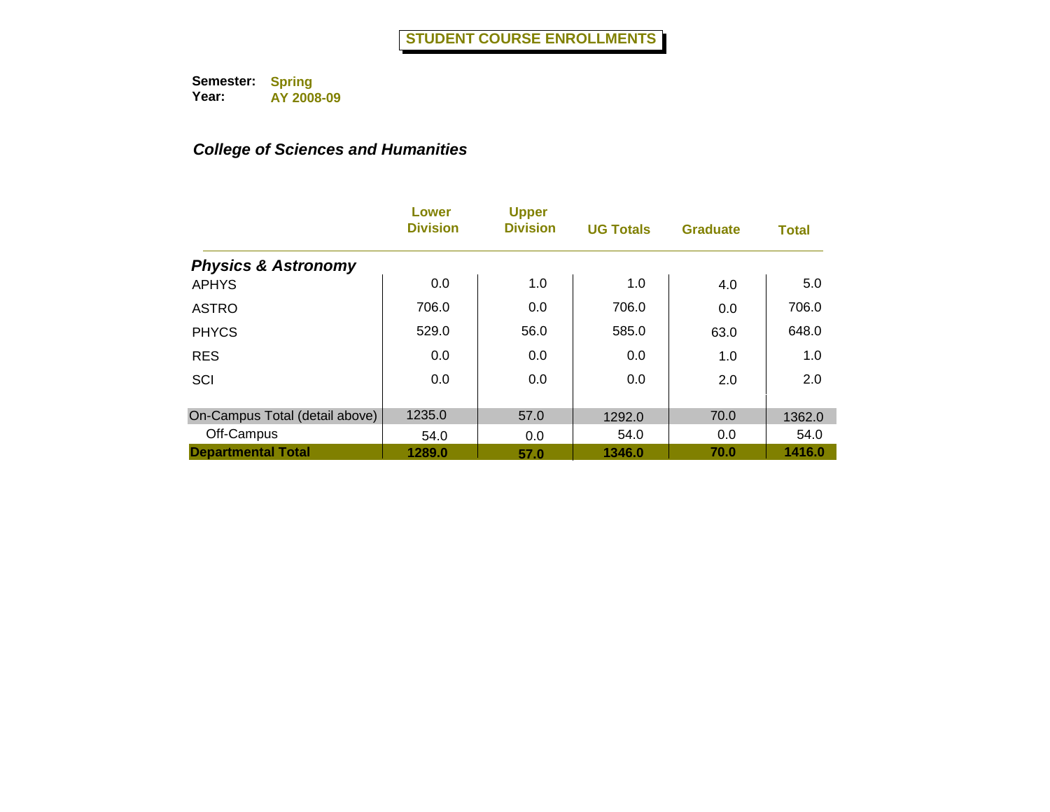# STUDENT COURSE ENROLLMENTS

**Semester:** Spring
**Year:** AY 2008-09

***College of Sciences and Humanities***

| | Lower Division | Upper Division | UG Totals | Graduate | Total |
|---|---|---|---|---|---|
| ***Physics & Astronomy*** | | | | | |
| APHYS | 0.0 | 1.0 | 1.0 | 4.0 | 5.0 |
| ASTRO | 706.0 | 0.0 | 706.0 | 0.0 | 706.0 |
| PHYCS | 529.0 | 56.0 | 585.0 | 63.0 | 648.0 |
| RES | 0.0 | 0.0 | 0.0 | 1.0 | 1.0 |
| SCI | 0.0 | 0.0 | 0.0 | 2.0 | 2.0 |
| On-Campus Total (detail above) | 1235.0 | 57.0 | 1292.0 | 70.0 | 1362.0 |
| Off-Campus | 54.0 | 0.0 | 54.0 | 0.0 | 54.0 |
| **Departmental Total** | **1289.0** | **57.0** | **1346.0** | **70.0** | **1416.0** |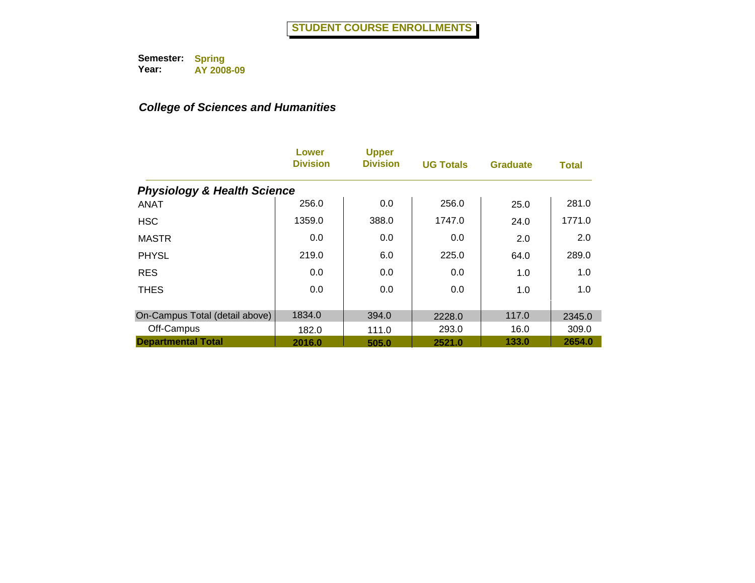# STUDENT COURSE ENROLLMENTS

**Semester:** Spring
**Year:** AY 2008-09

***College of Sciences and Humanities***

| | Lower Division | Upper Division | UG Totals | Graduate | Total |
|---|---|---|---|---|---|
| ***Physiology & Health Science*** | | | | | |
| ANAT | 256.0 | 0.0 | 256.0 | 25.0 | 281.0 |
| HSC | 1359.0 | 388.0 | 1747.0 | 24.0 | 1771.0 |
| MASTR | 0.0 | 0.0 | 0.0 | 2.0 | 2.0 |
| PHYSL | 219.0 | 6.0 | 225.0 | 64.0 | 289.0 |
| RES | 0.0 | 0.0 | 0.0 | 1.0 | 1.0 |
| THES | 0.0 | 0.0 | 0.0 | 1.0 | 1.0 |
| On-Campus Total (detail above) | 1834.0 | 394.0 | 2228.0 | 117.0 | 2345.0 |
| Off-Campus | 182.0 | 111.0 | 293.0 | 16.0 | 309.0 |
| **Departmental Total** | **2016.0** | **505.0** | **2521.0** | **133.0** | **2654.0** |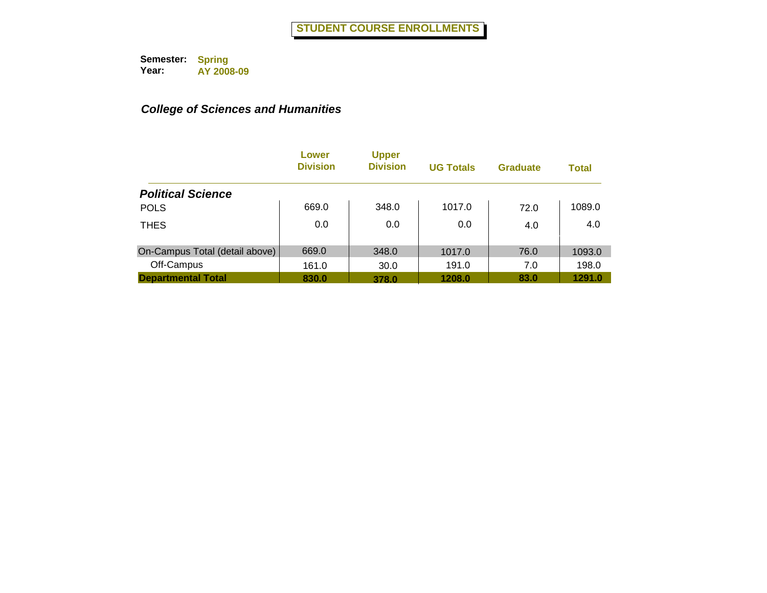# STUDENT COURSE ENROLLMENTS

**Semester:** Spring
**Year:** AY 2008-09

***College of Sciences and Humanities***

| | Lower Division | Upper Division | UG Totals | Graduate | Total |
|---|---|---|---|---|---|
| ***Political Science*** | | | | | |
| POLS | 669.0 | 348.0 | 1017.0 | 72.0 | 1089.0 |
| THES | 0.0 | 0.0 | 0.0 | 4.0 | 4.0 |
| On-Campus Total (detail above) | 669.0 | 348.0 | 1017.0 | 76.0 | 1093.0 |
| Off-Campus | 161.0 | 30.0 | 191.0 | 7.0 | 198.0 |
| **Departmental Total** | **830.0** | **378.0** | **1208.0** | **83.0** | **1291.0** |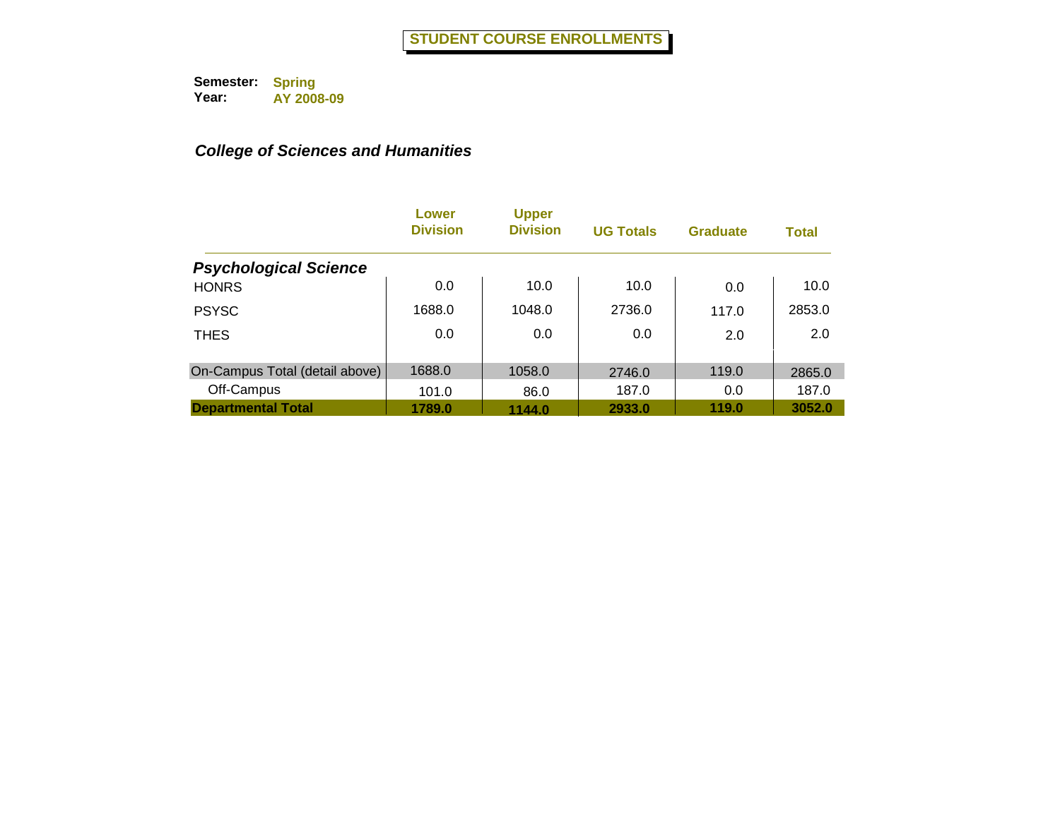# STUDENT COURSE ENROLLMENTS

**Semester:** Spring
**Year:** AY 2008-09

### *College of Sciences and Humanities*

| | Lower Division | Upper Division | UG Totals | Graduate | Total |
|---|---|---|---|---|---|
| ***Psychological Science*** | | | | | |
| HONRS | 0.0 | 10.0 | 10.0 | 0.0 | 10.0 |
| PSYSC | 1688.0 | 1048.0 | 2736.0 | 117.0 | 2853.0 |
| THES | 0.0 | 0.0 | 0.0 | 2.0 | 2.0 |
| On-Campus Total (detail above) | 1688.0 | 1058.0 | 2746.0 | 119.0 | 2865.0 |
| Off-Campus | 101.0 | 86.0 | 187.0 | 0.0 | 187.0 |
| **Departmental Total** | **1789.0** | **1144.0** | **2933.0** | **119.0** | **3052.0** |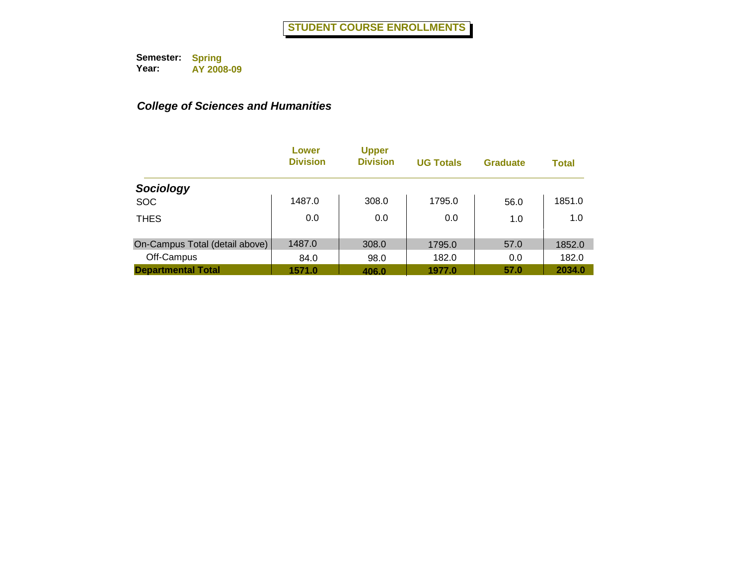# STUDENT COURSE ENROLLMENTS

**Semester:** Spring
**Year:** AY 2008-09

### *College of Sciences and Humanities*

| | Lower Division | Upper Division | UG Totals | Graduate | Total |
|---|---|---|---|---|---|
| ***Sociology*** | | | | | |
| SOC | 1487.0 | 308.0 | 1795.0 | 56.0 | 1851.0 |
| THES | 0.0 | 0.0 | 0.0 | 1.0 | 1.0 |
| On-Campus Total (detail above) | 1487.0 | 308.0 | 1795.0 | 57.0 | 1852.0 |
| Off-Campus | 84.0 | 98.0 | 182.0 | 0.0 | 182.0 |
| **Departmental Total** | **1571.0** | **406.0** | **1977.0** | **57.0** | **2034.0** |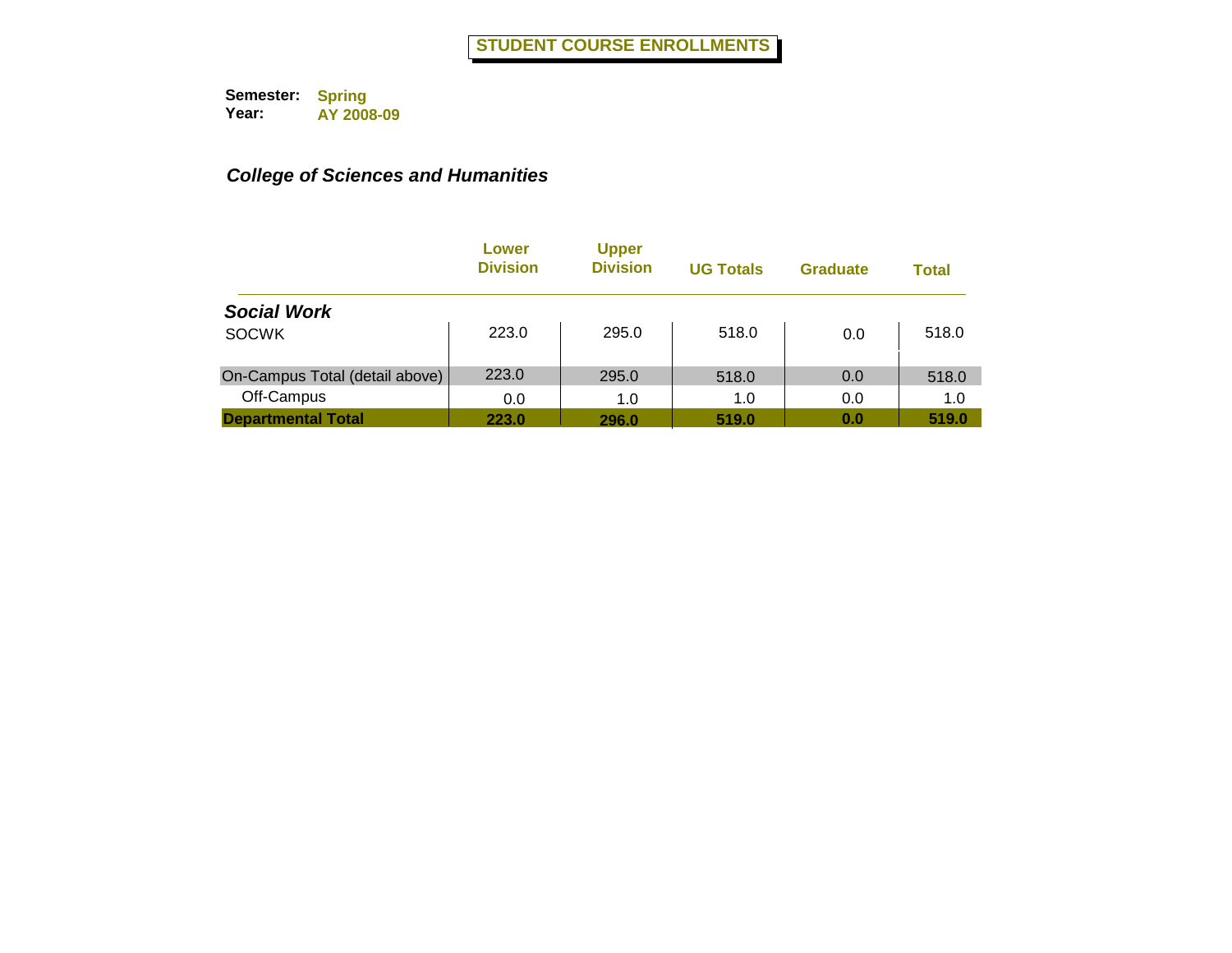# STUDENT COURSE ENROLLMENTS

**Semester:** Spring
**Year:** AY 2008-09

## *College of Sciences and Humanities*

| | Lower Division | Upper Division | UG Totals | Graduate | Total |
|---|---|---|---|---|---|
| ***Social Work*** | | | | | |
| SOCWK | 223.0 | 295.0 | 518.0 | 0.0 | 518.0 |
| On-Campus Total (detail above) | 223.0 | 295.0 | 518.0 | 0.0 | 518.0 |
| Off-Campus | 0.0 | 1.0 | 1.0 | 0.0 | 1.0 |
| **Departmental Total** | **223.0** | **296.0** | **519.0** | **0.0** | **519.0** |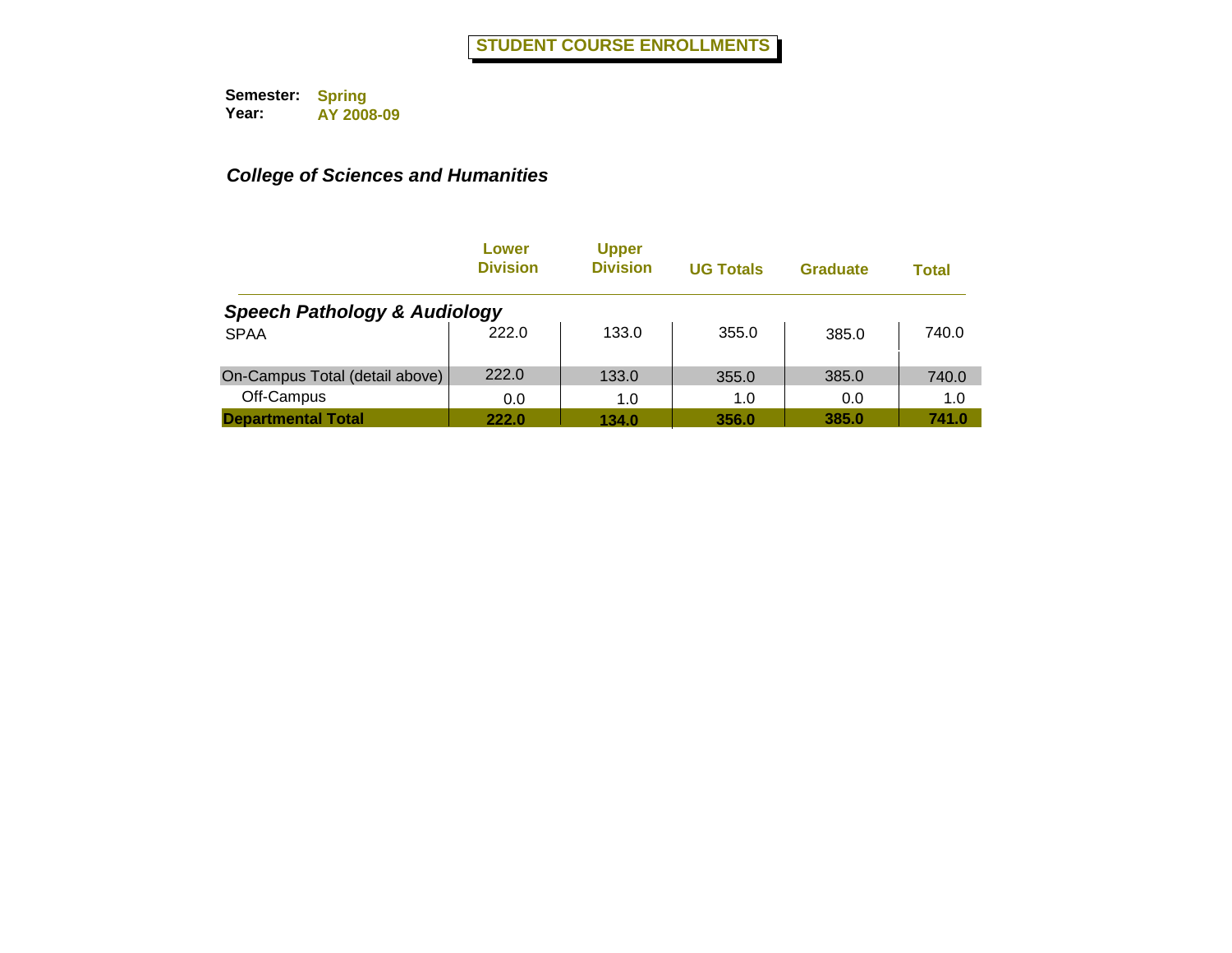# STUDENT COURSE ENROLLMENTS

**Semester:** Spring
**Year:** AY 2008-09

## *College of Sciences and Humanities*

| | Lower Division | Upper Division | UG Totals | Graduate | Total |
|---|---|---|---|---|---|
| ***Speech Pathology & Audiology*** | | | | | |
| SPAA | 222.0 | 133.0 | 355.0 | 385.0 | 740.0 |
| On-Campus Total (detail above) | 222.0 | 133.0 | 355.0 | 385.0 | 740.0 |
| Off-Campus | 0.0 | 1.0 | 1.0 | 0.0 | 1.0 |
| **Departmental Total** | **222.0** | **134.0** | **356.0** | **385.0** | **741.0** |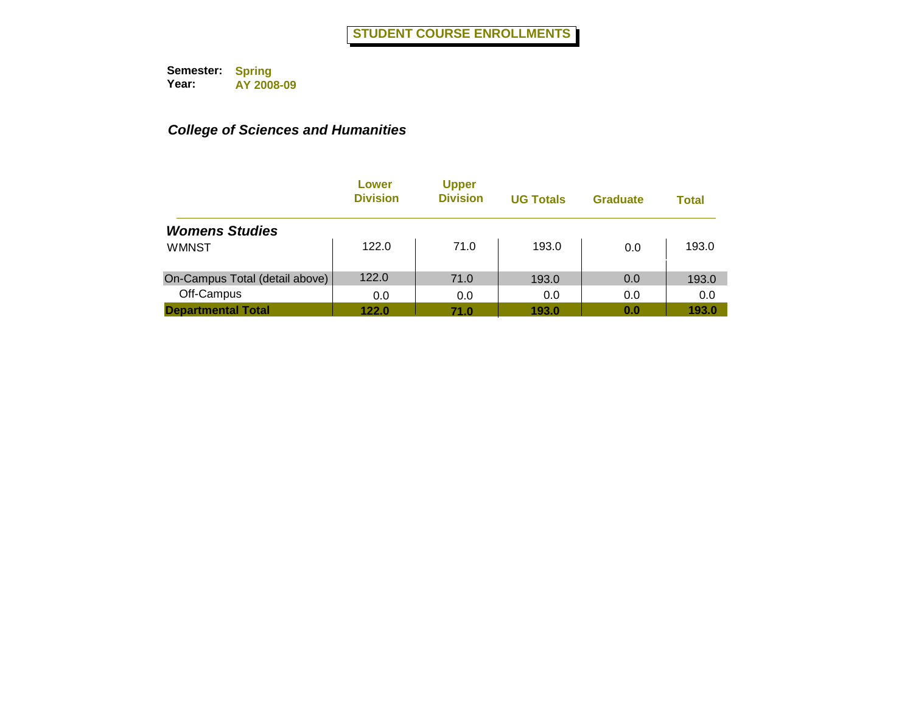# STUDENT COURSE ENROLLMENTS

**Semester:** Spring
**Year:** AY 2008-09

## *College of Sciences and Humanities*

| | Lower Division | Upper Division | UG Totals | Graduate | Total |
|---|---|---|---|---|---|
| ***Womens Studies*** | | | | | |
| WMNST | 122.0 | 71.0 | 193.0 | 0.0 | 193.0 |
| On-Campus Total (detail above) | 122.0 | 71.0 | 193.0 | 0.0 | 193.0 |
| Off-Campus | 0.0 | 0.0 | 0.0 | 0.0 | 0.0 |
| **Departmental Total** | **122.0** | **71.0** | **193.0** | **0.0** | **193.0** |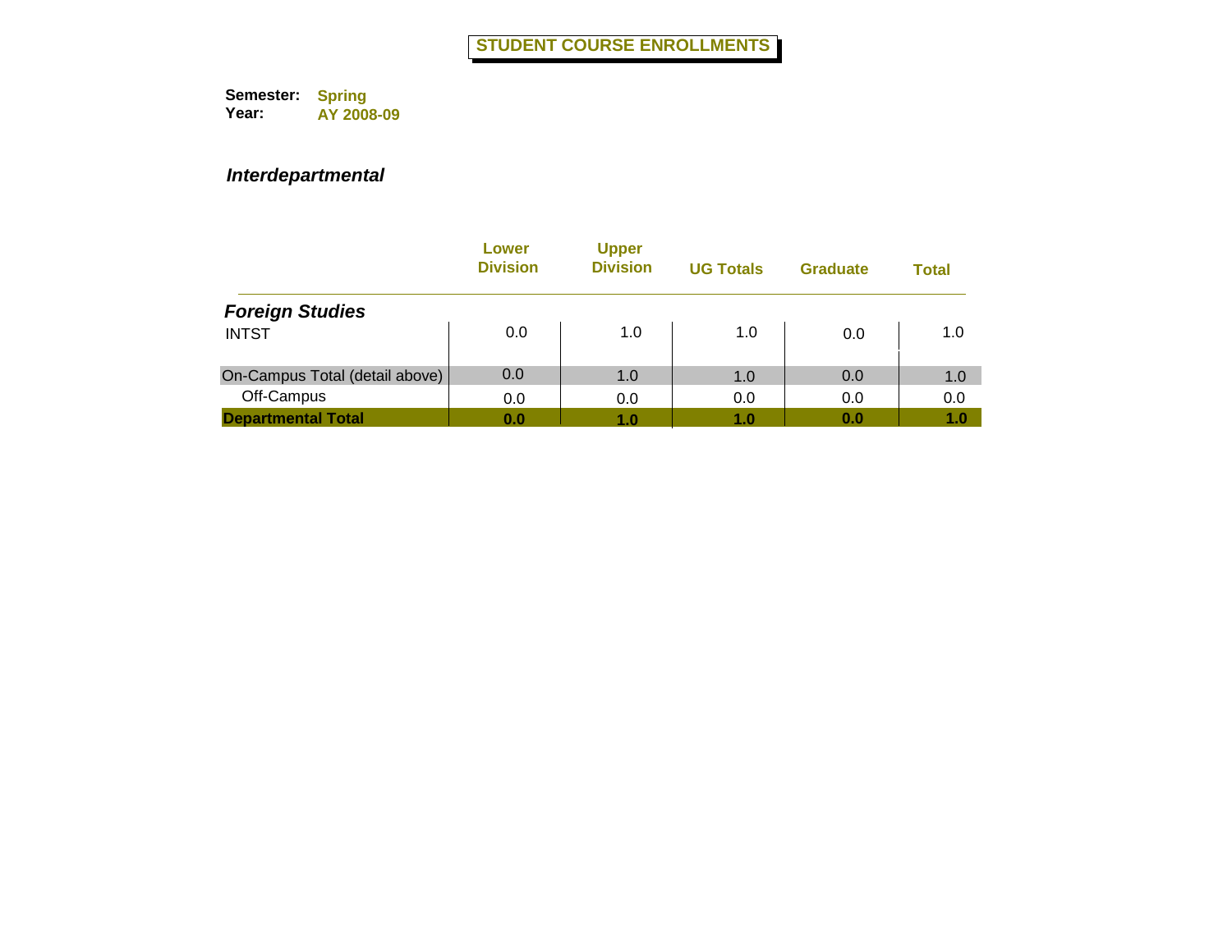# STUDENT COURSE ENROLLMENTS

**Semester:** Spring
**Year:** AY 2008-09

***Interdepartmental***

| | Lower Division | Upper Division | UG Totals | Graduate | Total |
|---|---|---|---|---|---|
| ***Foreign Studies*** | | | | | |
| INTST | 0.0 | 1.0 | 1.0 | 0.0 | 1.0 |
| On-Campus Total (detail above) | 0.0 | 1.0 | 1.0 | 0.0 | 1.0 |
| Off-Campus | 0.0 | 0.0 | 0.0 | 0.0 | 0.0 |
| **Departmental Total** | **0.0** | **1.0** | **1.0** | **0.0** | **1.0** |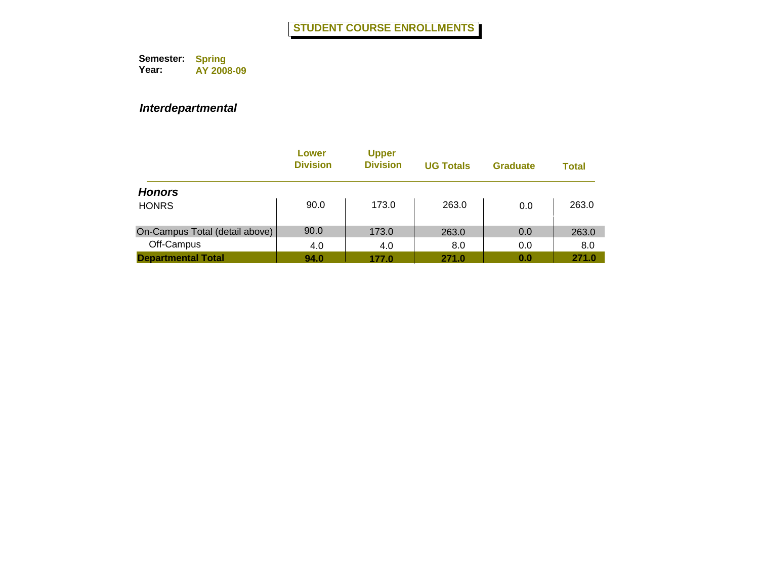# STUDENT COURSE ENROLLMENTS

**Semester:** Spring
**Year:** AY 2008-09

***Interdepartmental***

| | Lower Division | Upper Division | UG Totals | Graduate | Total |
|---|---|---|---|---|---|
| ***Honors*** | | | | | |
| HONRS | 90.0 | 173.0 | 263.0 | 0.0 | 263.0 |
| On-Campus Total (detail above) | 90.0 | 173.0 | 263.0 | 0.0 | 263.0 |
| Off-Campus | 4.0 | 4.0 | 8.0 | 0.0 | 8.0 |
| **Departmental Total** | **94.0** | **177.0** | **271.0** | **0.0** | **271.0** |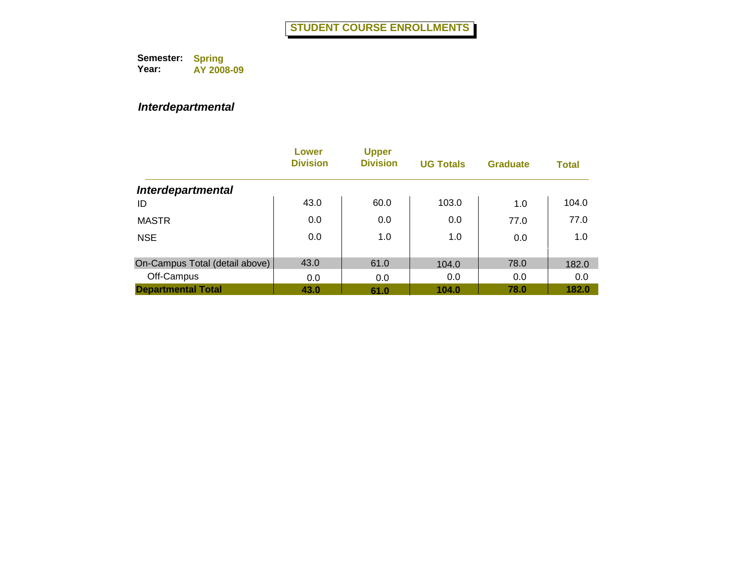# STUDENT COURSE ENROLLMENTS

**Semester:** Spring
**Year:** AY 2008-09

## *Interdepartmental*

| | Lower Division | Upper Division | UG Totals | Graduate | Total |
|---|---|---|---|---|---|
| ***Interdepartmental*** | | | | | |
| ID | 43.0 | 60.0 | 103.0 | 1.0 | 104.0 |
| MASTR | 0.0 | 0.0 | 0.0 | 77.0 | 77.0 |
| NSE | 0.0 | 1.0 | 1.0 | 0.0 | 1.0 |
| On-Campus Total (detail above) | 43.0 | 61.0 | 104.0 | 78.0 | 182.0 |
| Off-Campus | 0.0 | 0.0 | 0.0 | 0.0 | 0.0 |
| **Departmental Total** | **43.0** | **61.0** | **104.0** | **78.0** | **182.0** |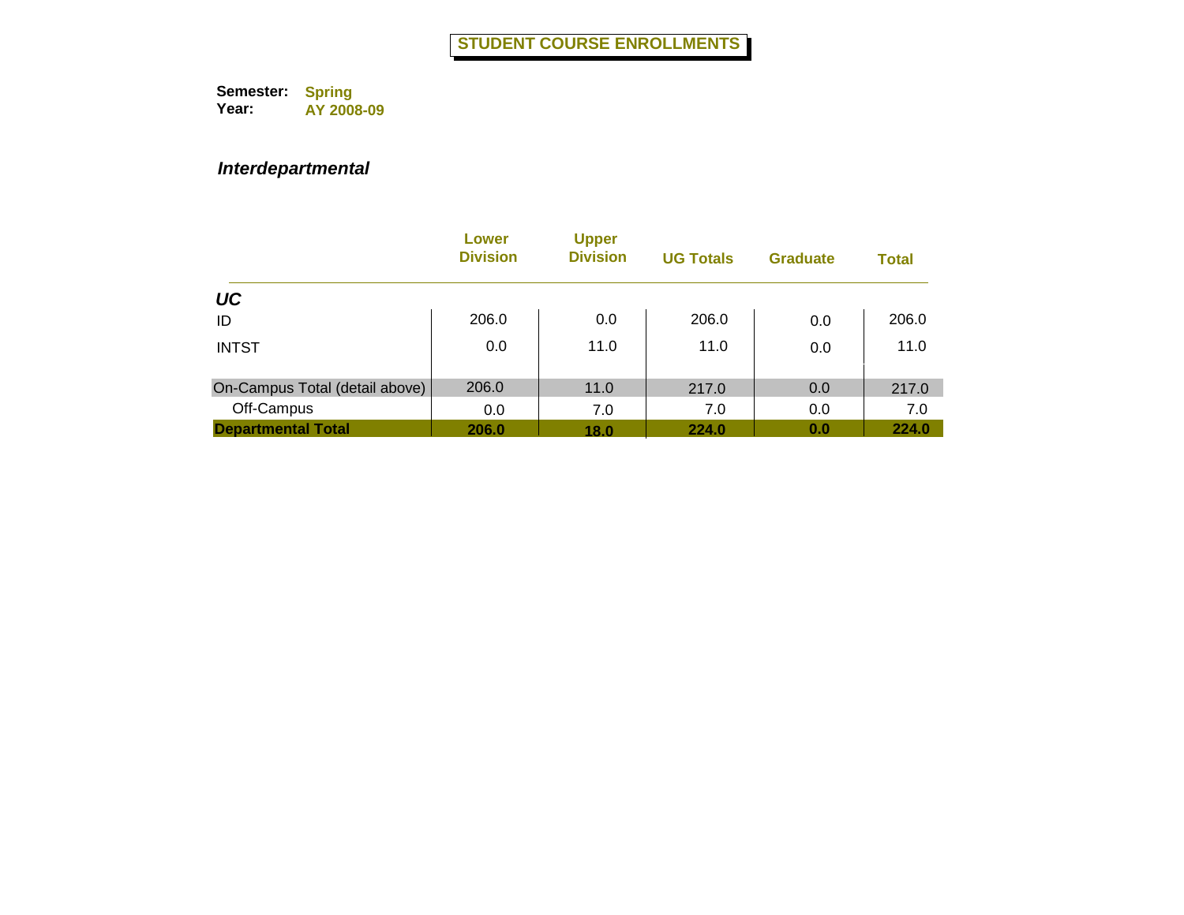# STUDENT COURSE ENROLLMENTS

**Semester:** Spring
**Year:** AY 2008-09

***Interdepartmental***

| | Lower Division | Upper Division | UG Totals | Graduate | Total |
|---|---|---|---|---|---|
| ***UC*** | | | | | |
| ID | 206.0 | 0.0 | 206.0 | 0.0 | 206.0 |
| INTST | 0.0 | 11.0 | 11.0 | 0.0 | 11.0 |
| On-Campus Total (detail above) | 206.0 | 11.0 | 217.0 | 0.0 | 217.0 |
| Off-Campus | 0.0 | 7.0 | 7.0 | 0.0 | 7.0 |
| **Departmental Total** | **206.0** | **18.0** | **224.0** | **0.0** | **224.0** |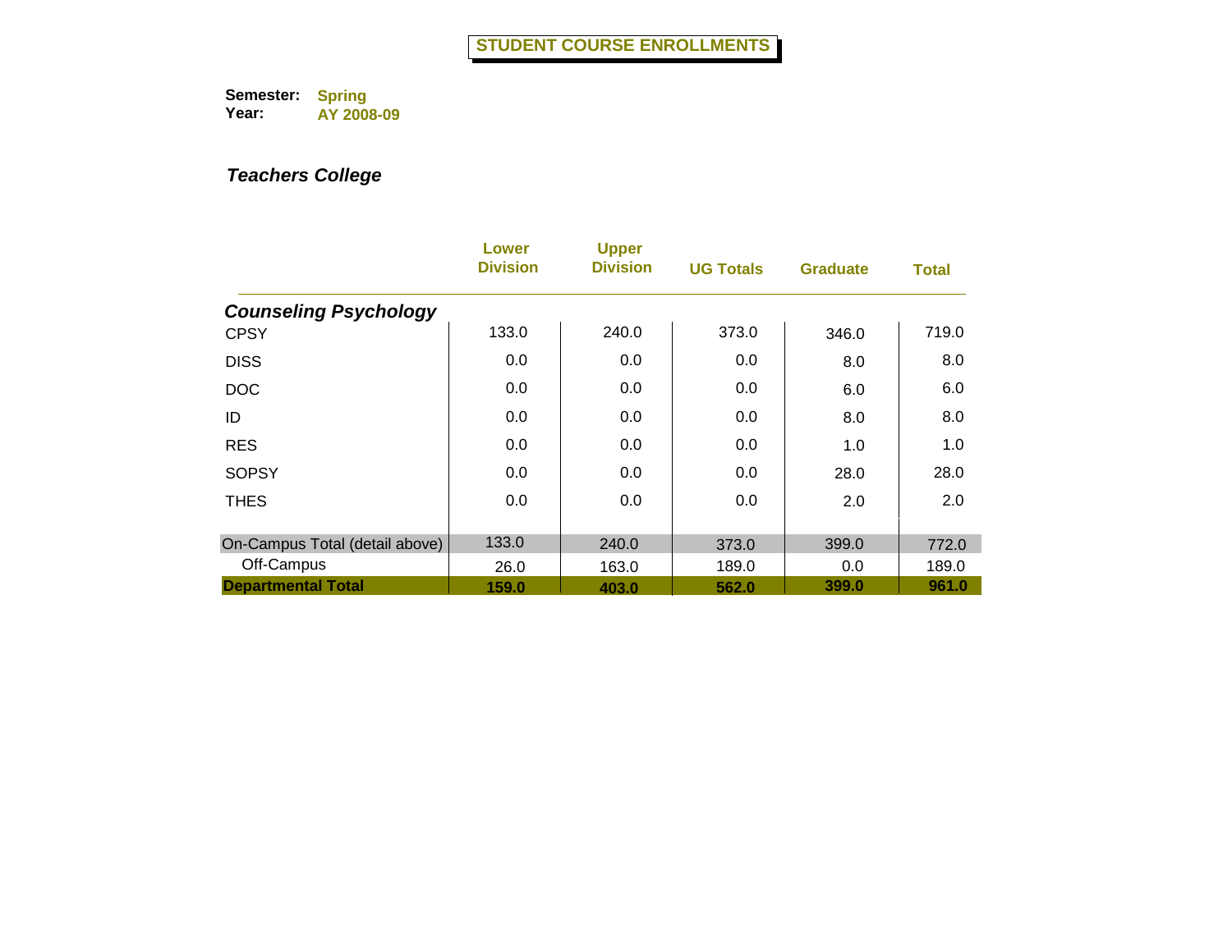# STUDENT COURSE ENROLLMENTS

**Semester:** Spring
**Year:** AY 2008-09

## *Teachers College*

| | Lower Division | Upper Division | UG Totals | Graduate | Total |
|---|---|---|---|---|---|
| ***Counseling Psychology*** | | | | | |
| CPSY | 133.0 | 240.0 | 373.0 | 346.0 | 719.0 |
| DISS | 0.0 | 0.0 | 0.0 | 8.0 | 8.0 |
| DOC | 0.0 | 0.0 | 0.0 | 6.0 | 6.0 |
| ID | 0.0 | 0.0 | 0.0 | 8.0 | 8.0 |
| RES | 0.0 | 0.0 | 0.0 | 1.0 | 1.0 |
| SOPSY | 0.0 | 0.0 | 0.0 | 28.0 | 28.0 |
| THES | 0.0 | 0.0 | 0.0 | 2.0 | 2.0 |
| On-Campus Total (detail above) | 133.0 | 240.0 | 373.0 | 399.0 | 772.0 |
| Off-Campus | 26.0 | 163.0 | 189.0 | 0.0 | 189.0 |
| **Departmental Total** | **159.0** | **403.0** | **562.0** | **399.0** | **961.0** |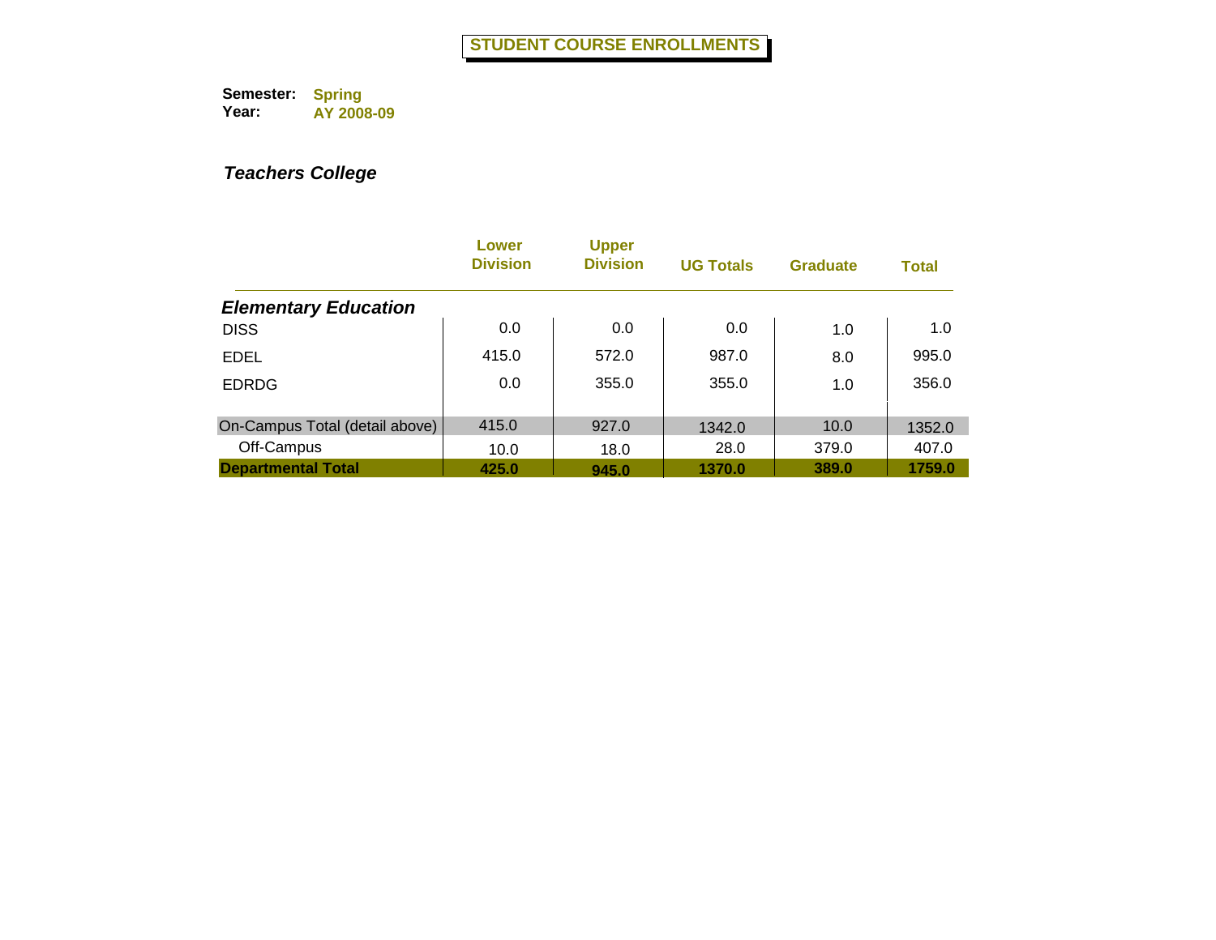# STUDENT COURSE ENROLLMENTS

**Semester:** Spring
**Year:** AY 2008-09

***Teachers College***

| | Lower Division | Upper Division | UG Totals | Graduate | Total |
|---|---|---|---|---|---|
| ***Elementary Education*** | | | | | |
| DISS | 0.0 | 0.0 | 0.0 | 1.0 | 1.0 |
| EDEL | 415.0 | 572.0 | 987.0 | 8.0 | 995.0 |
| EDRDG | 0.0 | 355.0 | 355.0 | 1.0 | 356.0 |
| On-Campus Total (detail above) | 415.0 | 927.0 | 1342.0 | 10.0 | 1352.0 |
| Off-Campus | 10.0 | 18.0 | 28.0 | 379.0 | 407.0 |
| **Departmental Total** | **425.0** | **945.0** | **1370.0** | **389.0** | **1759.0** |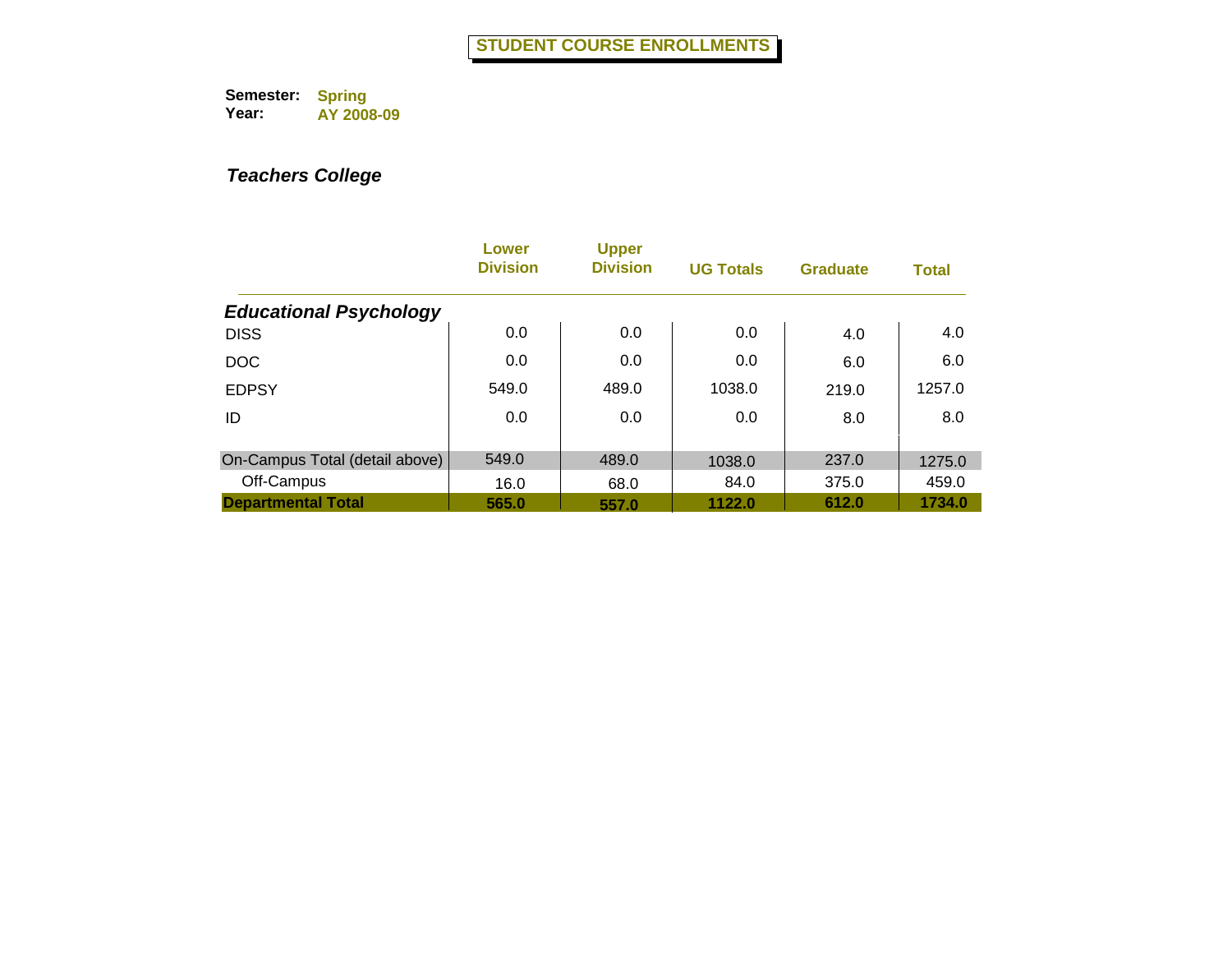# STUDENT COURSE ENROLLMENTS

**Semester:** Spring
**Year:** AY 2008-09

***Teachers College***

| | Lower Division | Upper Division | UG Totals | Graduate | Total |
|---|---|---|---|---|---|
| ***Educational Psychology*** | | | | | |
| DISS | 0.0 | 0.0 | 0.0 | 4.0 | 4.0 |
| DOC | 0.0 | 0.0 | 0.0 | 6.0 | 6.0 |
| EDPSY | 549.0 | 489.0 | 1038.0 | 219.0 | 1257.0 |
| ID | 0.0 | 0.0 | 0.0 | 8.0 | 8.0 |
| On-Campus Total (detail above) | 549.0 | 489.0 | 1038.0 | 237.0 | 1275.0 |
| Off-Campus | 16.0 | 68.0 | 84.0 | 375.0 | 459.0 |
| **Departmental Total** | **565.0** | **557.0** | **1122.0** | **612.0** | **1734.0** |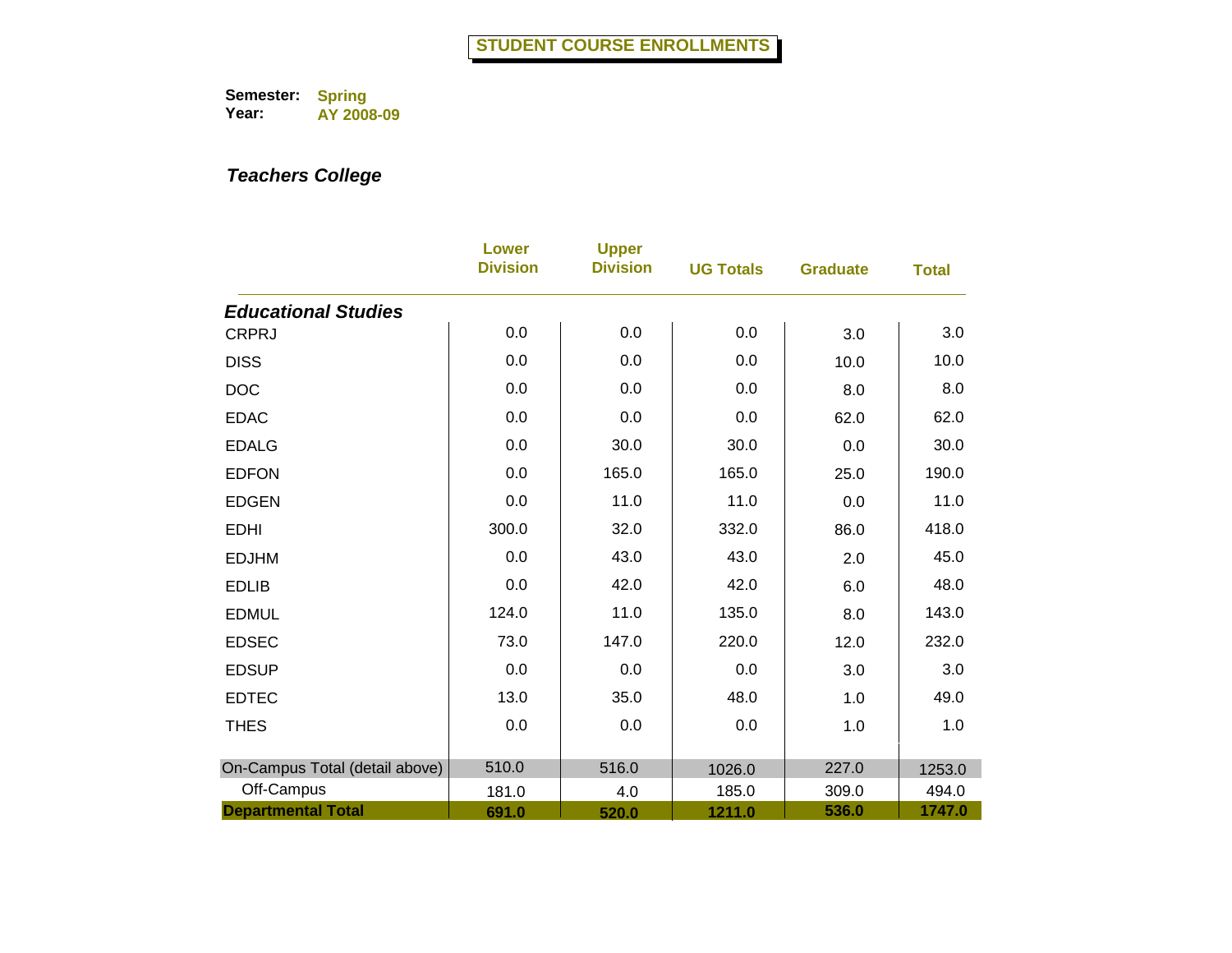# STUDENT COURSE ENROLLMENTS

**Semester:** Spring
**Year:** AY 2008-09

## *Teachers College*

| | Lower Division | Upper Division | UG Totals | Graduate | Total |
|---|---|---|---|---|---|
| ***Educational Studies*** | | | | | |
| CRPRJ | 0.0 | 0.0 | 0.0 | 3.0 | 3.0 |
| DISS | 0.0 | 0.0 | 0.0 | 10.0 | 10.0 |
| DOC | 0.0 | 0.0 | 0.0 | 8.0 | 8.0 |
| EDAC | 0.0 | 0.0 | 0.0 | 62.0 | 62.0 |
| EDALG | 0.0 | 30.0 | 30.0 | 0.0 | 30.0 |
| EDFON | 0.0 | 165.0 | 165.0 | 25.0 | 190.0 |
| EDGEN | 0.0 | 11.0 | 11.0 | 0.0 | 11.0 |
| EDHI | 300.0 | 32.0 | 332.0 | 86.0 | 418.0 |
| EDJHM | 0.0 | 43.0 | 43.0 | 2.0 | 45.0 |
| EDLIB | 0.0 | 42.0 | 42.0 | 6.0 | 48.0 |
| EDMUL | 124.0 | 11.0 | 135.0 | 8.0 | 143.0 |
| EDSEC | 73.0 | 147.0 | 220.0 | 12.0 | 232.0 |
| EDSUP | 0.0 | 0.0 | 0.0 | 3.0 | 3.0 |
| EDTEC | 13.0 | 35.0 | 48.0 | 1.0 | 49.0 |
| THES | 0.0 | 0.0 | 0.0 | 1.0 | 1.0 |
| On-Campus Total (detail above) | 510.0 | 516.0 | 1026.0 | 227.0 | 1253.0 |
| Off-Campus | 181.0 | 4.0 | 185.0 | 309.0 | 494.0 |
| **Departmental Total** | **691.0** | **520.0** | **1211.0** | **536.0** | **1747.0** |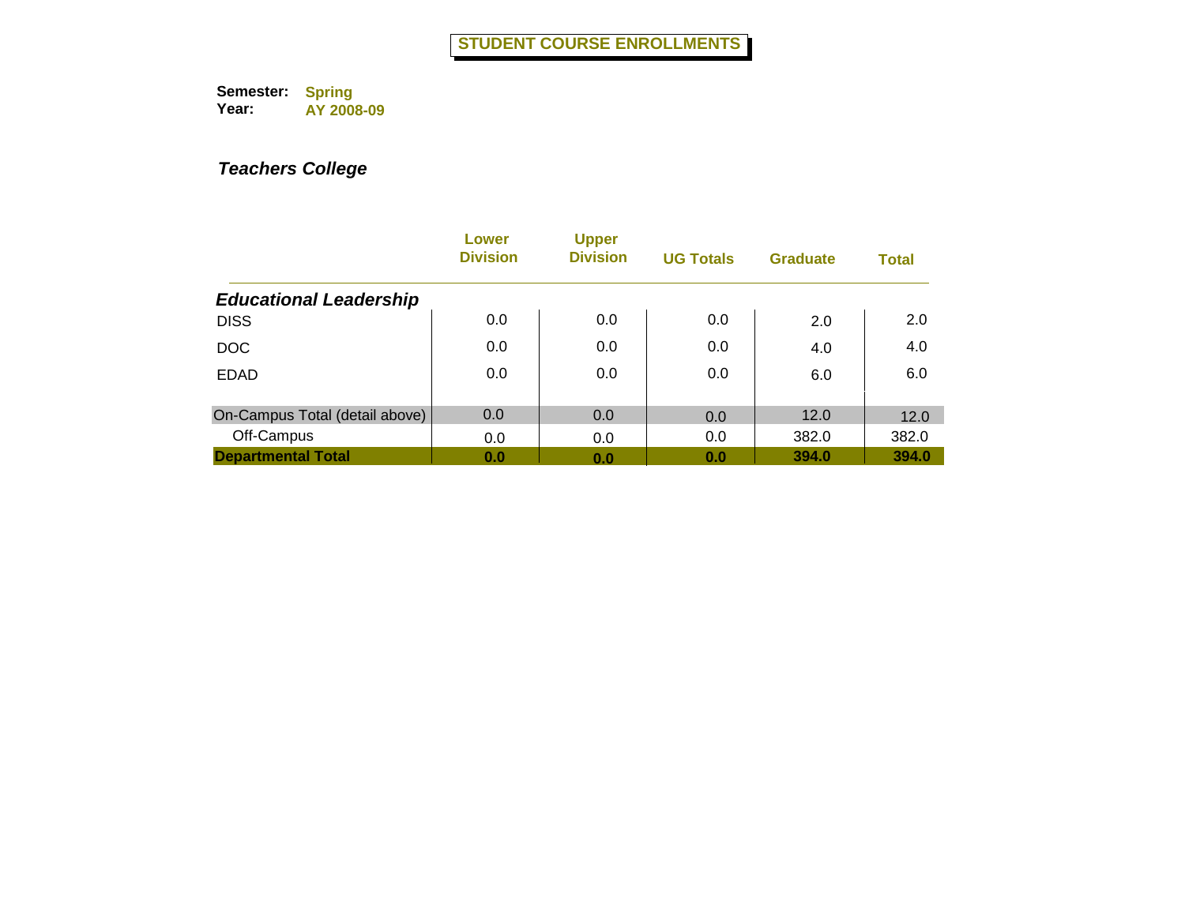# STUDENT COURSE ENROLLMENTS

**Semester:** Spring
**Year:** AY 2008-09

***Teachers College***

| | Lower Division | Upper Division | UG Totals | Graduate | Total |
|---|---|---|---|---|---|
| ***Educational Leadership*** | | | | | |
| DISS | 0.0 | 0.0 | 0.0 | 2.0 | 2.0 |
| DOC | 0.0 | 0.0 | 0.0 | 4.0 | 4.0 |
| EDAD | 0.0 | 0.0 | 0.0 | 6.0 | 6.0 |
| On-Campus Total (detail above) | 0.0 | 0.0 | 0.0 | 12.0 | 12.0 |
| Off-Campus | 0.0 | 0.0 | 0.0 | 382.0 | 382.0 |
| **Departmental Total** | **0.0** | **0.0** | **0.0** | **394.0** | **394.0** |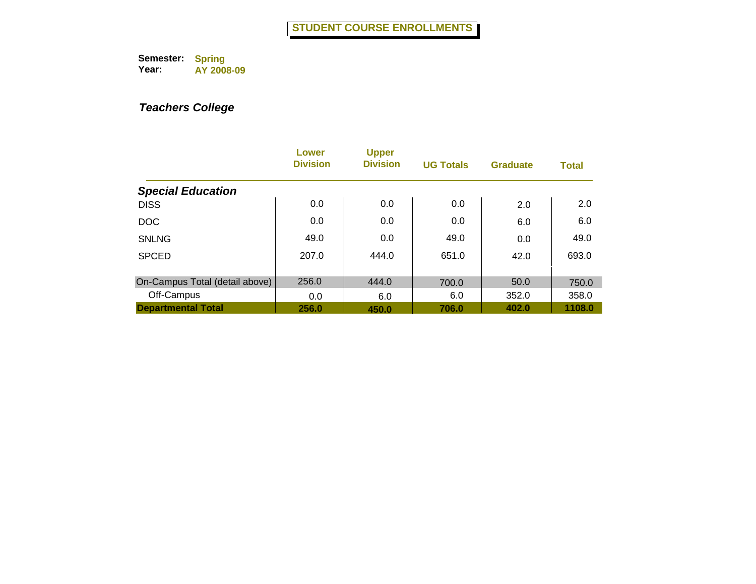# STUDENT COURSE ENROLLMENTS

**Semester:** **Spring**
**Year:** **AY 2008-09**

## *Teachers College*

| | Lower Division | Upper Division | UG Totals | Graduate | Total |
|---|---|---|---|---|---|
| ***Special Education*** | | | | | |
| DISS | 0.0 | 0.0 | 0.0 | 2.0 | 2.0 |
| DOC | 0.0 | 0.0 | 0.0 | 6.0 | 6.0 |
| SNLNG | 49.0 | 0.0 | 49.0 | 0.0 | 49.0 |
| SPCED | 207.0 | 444.0 | 651.0 | 42.0 | 693.0 |
| On-Campus Total (detail above) | 256.0 | 444.0 | 700.0 | 50.0 | 750.0 |
| Off-Campus | 0.0 | 6.0 | 6.0 | 352.0 | 358.0 |
| **Departmental Total** | **256.0** | **450.0** | **706.0** | **402.0** | **1108.0** |